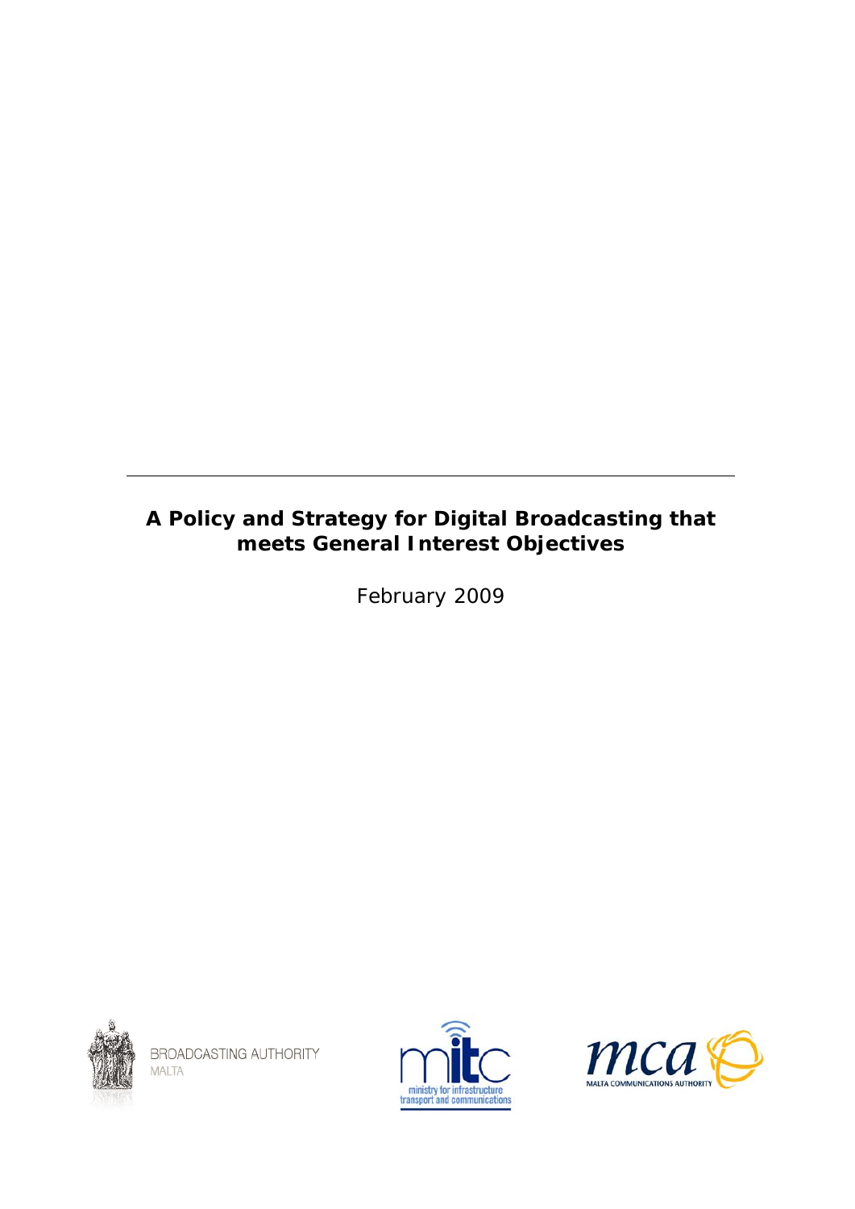# A Policy and Strategy for Digital Broadcasting that meets General Interest Objectives

February 2009

BROADCASTING AUTHORITY
MALTA

ministry for infrastructure transport and communications

MALTA COMMUNICATIONS AUTHORITY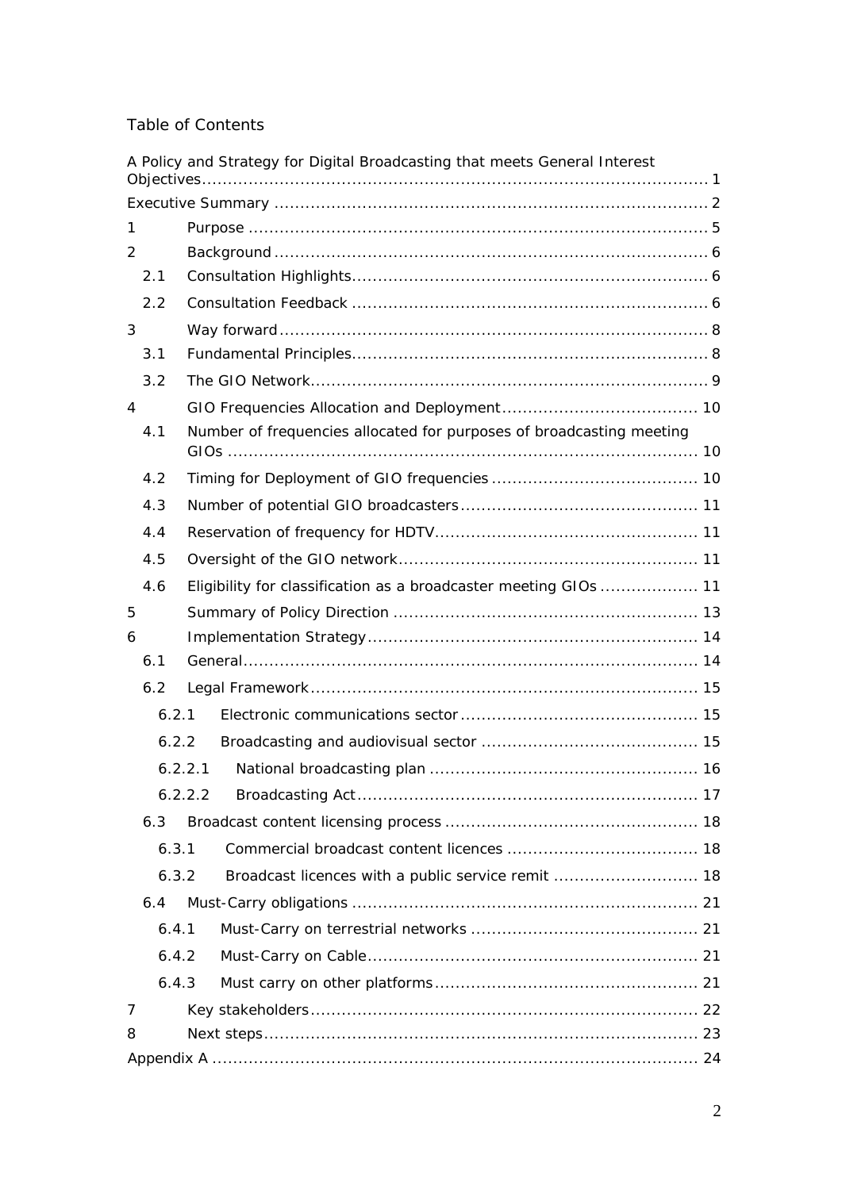# Table of Contents

A Policy and Strategy for Digital Broadcasting that meets General Interest Objectives ........ 1

Executive Summary ........ 2

1 Purpose ........ 5

2 Background ........ 6

- 2.1 Consultation Highlights ........ 6
- 2.2 Consultation Feedback ........ 6

3 Way forward ........ 8

- 3.1 Fundamental Principles ........ 8
- 3.2 The GIO Network ........ 9

4 GIO Frequencies Allocation and Deployment ........ 10

- 4.1 Number of frequencies allocated for purposes of broadcasting meeting GIOs ........ 10
- 4.2 Timing for Deployment of GIO frequencies ........ 10
- 4.3 Number of potential GIO broadcasters ........ 11
- 4.4 Reservation of frequency for HDTV ........ 11
- 4.5 Oversight of the GIO network ........ 11
- 4.6 Eligibility for classification as a broadcaster meeting GIOs ........ 11

5 Summary of Policy Direction ........ 13

6 Implementation Strategy ........ 14

- 6.1 General ........ 14
- 6.2 Legal Framework ........ 15
  - 6.2.1 Electronic communications sector ........ 15
  - 6.2.2 Broadcasting and audiovisual sector ........ 15
  - 6.2.2.1 National broadcasting plan ........ 16
  - 6.2.2.2 Broadcasting Act ........ 17
- 6.3 Broadcast content licensing process ........ 18
  - 6.3.1 Commercial broadcast content licences ........ 18
  - 6.3.2 Broadcast licences with a public service remit ........ 18
- 6.4 Must-Carry obligations ........ 21
  - 6.4.1 Must-Carry on terrestrial networks ........ 21
  - 6.4.2 Must-Carry on Cable ........ 21
  - 6.4.3 Must carry on other platforms ........ 21

7 Key stakeholders ........ 22

8 Next steps ........ 23

Appendix A ........ 24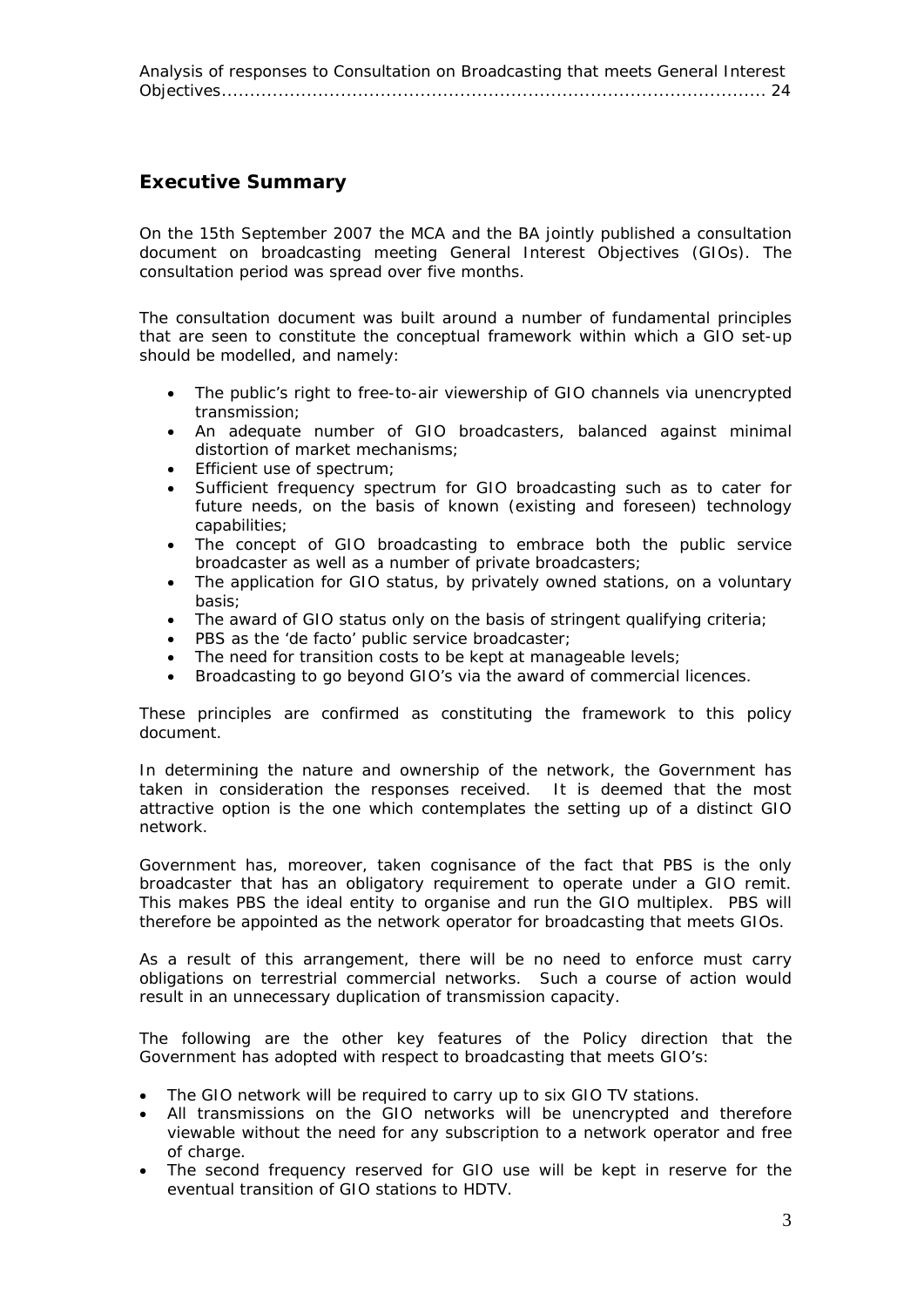Analysis of responses to Consultation on Broadcasting that meets General Interest Objectives........................................................................................... 24

## Executive Summary

On the 15th September 2007 the MCA and the BA jointly published a consultation document on broadcasting meeting General Interest Objectives (GIOs). The consultation period was spread over five months.

The consultation document was built around a number of fundamental principles that are seen to constitute the conceptual framework within which a GIO set-up should be modelled, and namely:

- The public's right to free-to-air viewership of GIO channels via unencrypted transmission;
- An adequate number of GIO broadcasters, balanced against minimal distortion of market mechanisms;
- Efficient use of spectrum;
- Sufficient frequency spectrum for GIO broadcasting such as to cater for future needs, on the basis of known (existing and foreseen) technology capabilities;
- The concept of GIO broadcasting to embrace both the public service broadcaster as well as a number of private broadcasters;
- The application for GIO status, by privately owned stations, on a voluntary basis;
- The award of GIO status only on the basis of stringent qualifying criteria;
- PBS as the 'de facto' public service broadcaster;
- The need for transition costs to be kept at manageable levels;
- Broadcasting to go beyond GIO's via the award of commercial licences.

These principles are confirmed as constituting the framework to this policy document.

In determining the nature and ownership of the network, the Government has taken in consideration the responses received. It is deemed that the most attractive option is the one which contemplates the setting up of a distinct GIO network.

Government has, moreover, taken cognisance of the fact that PBS is the only broadcaster that has an obligatory requirement to operate under a GIO remit. This makes PBS the ideal entity to organise and run the GIO multiplex. PBS will therefore be appointed as the network operator for broadcasting that meets GIOs.

As a result of this arrangement, there will be no need to enforce must carry obligations on terrestrial commercial networks. Such a course of action would result in an unnecessary duplication of transmission capacity.

The following are the other key features of the Policy direction that the Government has adopted with respect to broadcasting that meets GIO's:

- The GIO network will be required to carry up to six GIO TV stations.
- All transmissions on the GIO networks will be unencrypted and therefore viewable without the need for any subscription to a network operator and free of charge.
- The second frequency reserved for GIO use will be kept in reserve for the eventual transition of GIO stations to HDTV.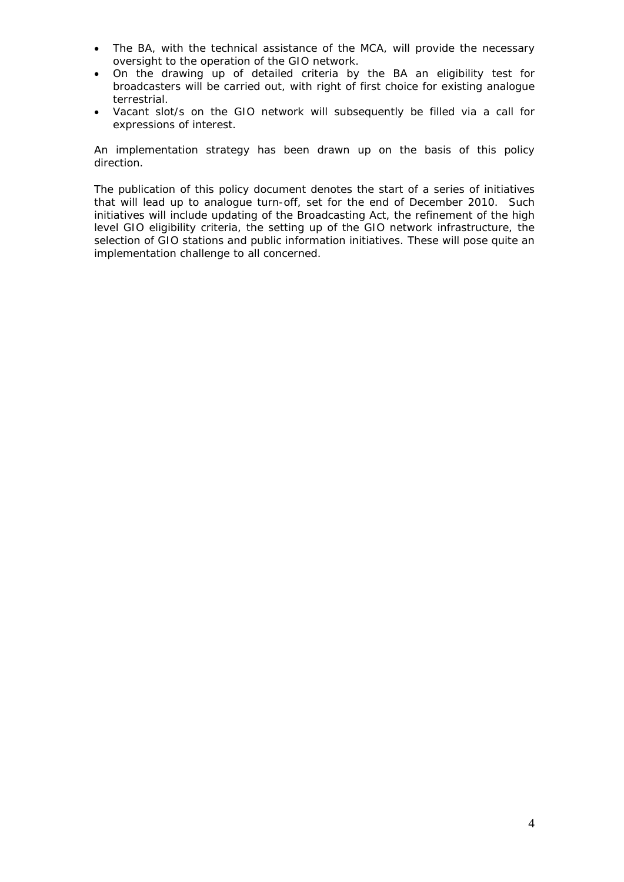- The BA, with the technical assistance of the MCA, will provide the necessary oversight to the operation of the GIO network.
- On the drawing up of detailed criteria by the BA an eligibility test for broadcasters will be carried out, with right of first choice for existing analogue terrestrial.
- Vacant slot/s on the GIO network will subsequently be filled via a call for expressions of interest.

An implementation strategy has been drawn up on the basis of this policy direction.

The publication of this policy document denotes the start of a series of initiatives that will lead up to analogue turn-off, set for the end of December 2010. Such initiatives will include updating of the Broadcasting Act, the refinement of the high level GIO eligibility criteria, the setting up of the GIO network infrastructure, the selection of GIO stations and public information initiatives. These will pose quite an implementation challenge to all concerned.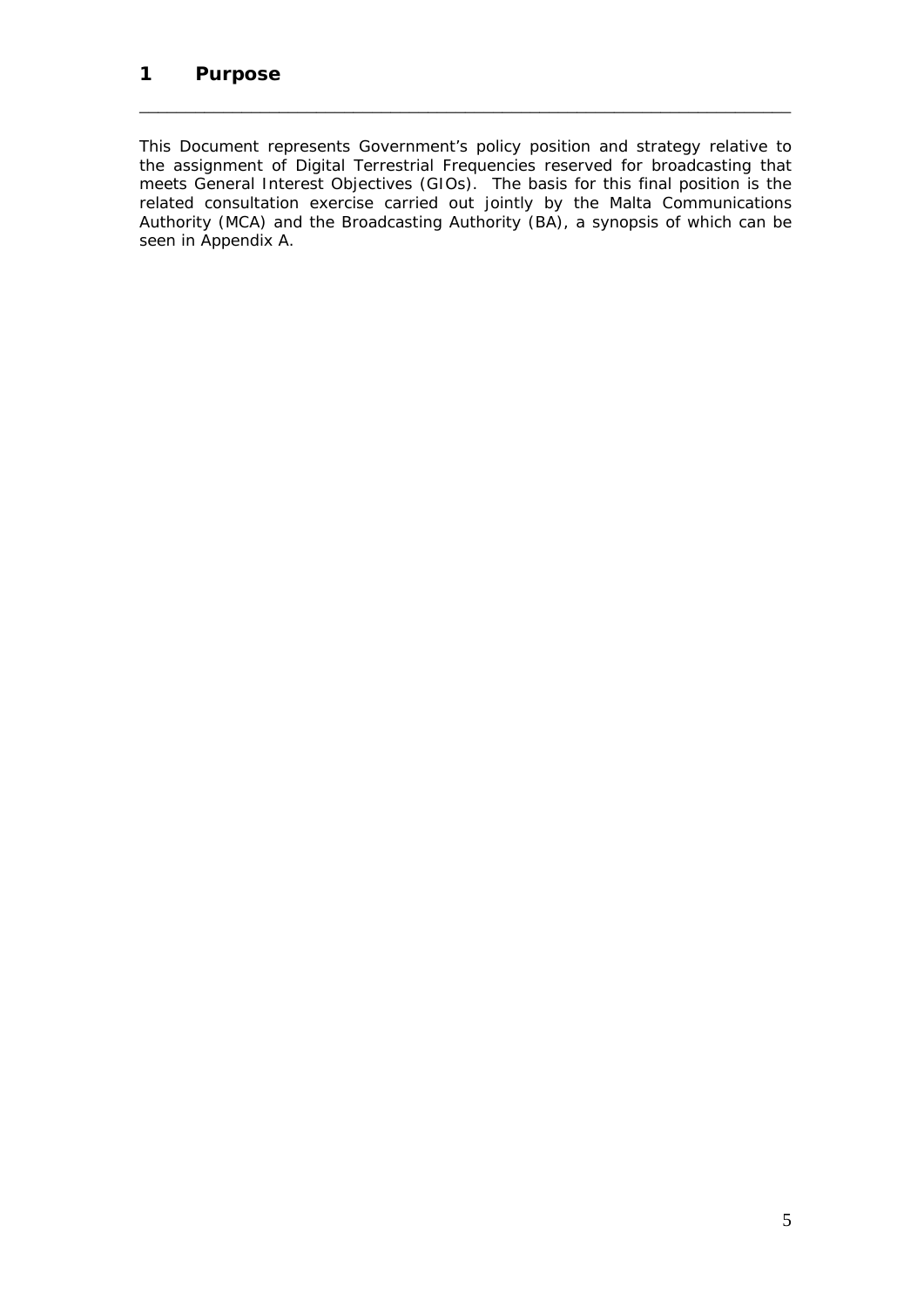# 1 Purpose

This Document represents Government's policy position and strategy relative to the assignment of Digital Terrestrial Frequencies reserved for broadcasting that meets General Interest Objectives (GIOs). The basis for this final position is the related consultation exercise carried out jointly by the Malta Communications Authority (MCA) and the Broadcasting Authority (BA), a synopsis of which can be seen in Appendix A.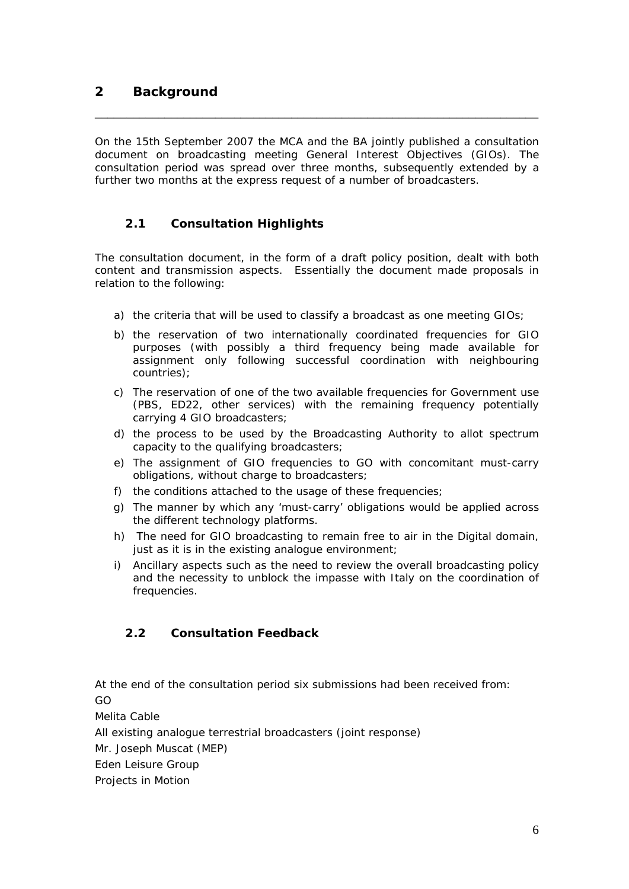# 2 Background

On the 15th September 2007 the MCA and the BA jointly published a consultation document on broadcasting meeting General Interest Objectives (GIOs). The consultation period was spread over three months, subsequently extended by a further two months at the express request of a number of broadcasters.

## 2.1 Consultation Highlights

The consultation document, in the form of a draft policy position, dealt with both content and transmission aspects. Essentially the document made proposals in relation to the following:

a) the criteria that will be used to classify a broadcast as one meeting GIOs;

b) the reservation of two internationally coordinated frequencies for GIO purposes (with possibly a third frequency being made available for assignment only following successful coordination with neighbouring countries);

c) The reservation of one of the two available frequencies for Government use (PBS, ED22, other services) with the remaining frequency potentially carrying 4 GIO broadcasters;

d) the process to be used by the Broadcasting Authority to allot spectrum capacity to the qualifying broadcasters;

e) The assignment of GIO frequencies to GO with concomitant must-carry obligations, without charge to broadcasters;

f) the conditions attached to the usage of these frequencies;

g) The manner by which any 'must-carry' obligations would be applied across the different technology platforms.

h) The need for GIO broadcasting to remain free to air in the Digital domain, just as it is in the existing analogue environment;

i) Ancillary aspects such as the need to review the overall broadcasting policy and the necessity to unblock the impasse with Italy on the coordination of frequencies.

## 2.2 Consultation Feedback

At the end of the consultation period six submissions had been received from:

GO

Melita Cable

All existing analogue terrestrial broadcasters (joint response)

Mr. Joseph Muscat (MEP)

Eden Leisure Group

Projects in Motion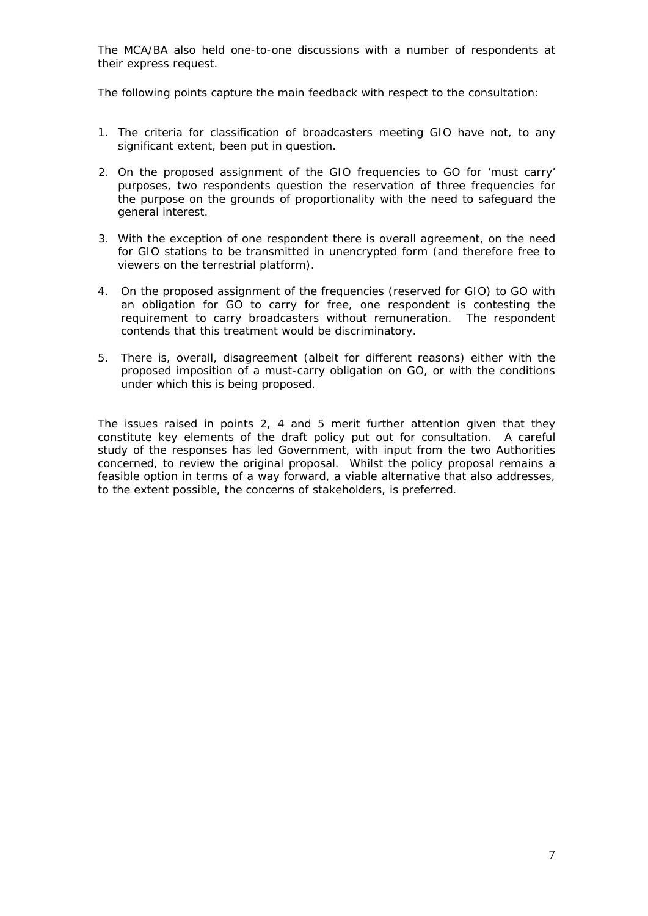The MCA/BA also held one-to-one discussions with a number of respondents at their express request.

The following points capture the main feedback with respect to the consultation:

1. The criteria for classification of broadcasters meeting GIO have not, to any significant extent, been put in question.

2. On the proposed assignment of the GIO frequencies to GO for 'must carry' purposes, two respondents question the reservation of three frequencies for the purpose on the grounds of proportionality with the need to safeguard the general interest.

3. With the exception of one respondent there is overall agreement, on the need for GIO stations to be transmitted in unencrypted form (and therefore free to viewers on the terrestrial platform).

4. On the proposed assignment of the frequencies (reserved for GIO) to GO with an obligation for GO to carry for free, one respondent is contesting the requirement to carry broadcasters without remuneration. The respondent contends that this treatment would be discriminatory.

5. There is, overall, disagreement (albeit for different reasons) either with the proposed imposition of a must-carry obligation on GO, or with the conditions under which this is being proposed.

The issues raised in points 2, 4 and 5 merit further attention given that they constitute key elements of the draft policy put out for consultation. A careful study of the responses has led Government, with input from the two Authorities concerned, to review the original proposal. Whilst the policy proposal remains a feasible option in terms of a way forward, a viable alternative that also addresses, to the extent possible, the concerns of stakeholders, is preferred.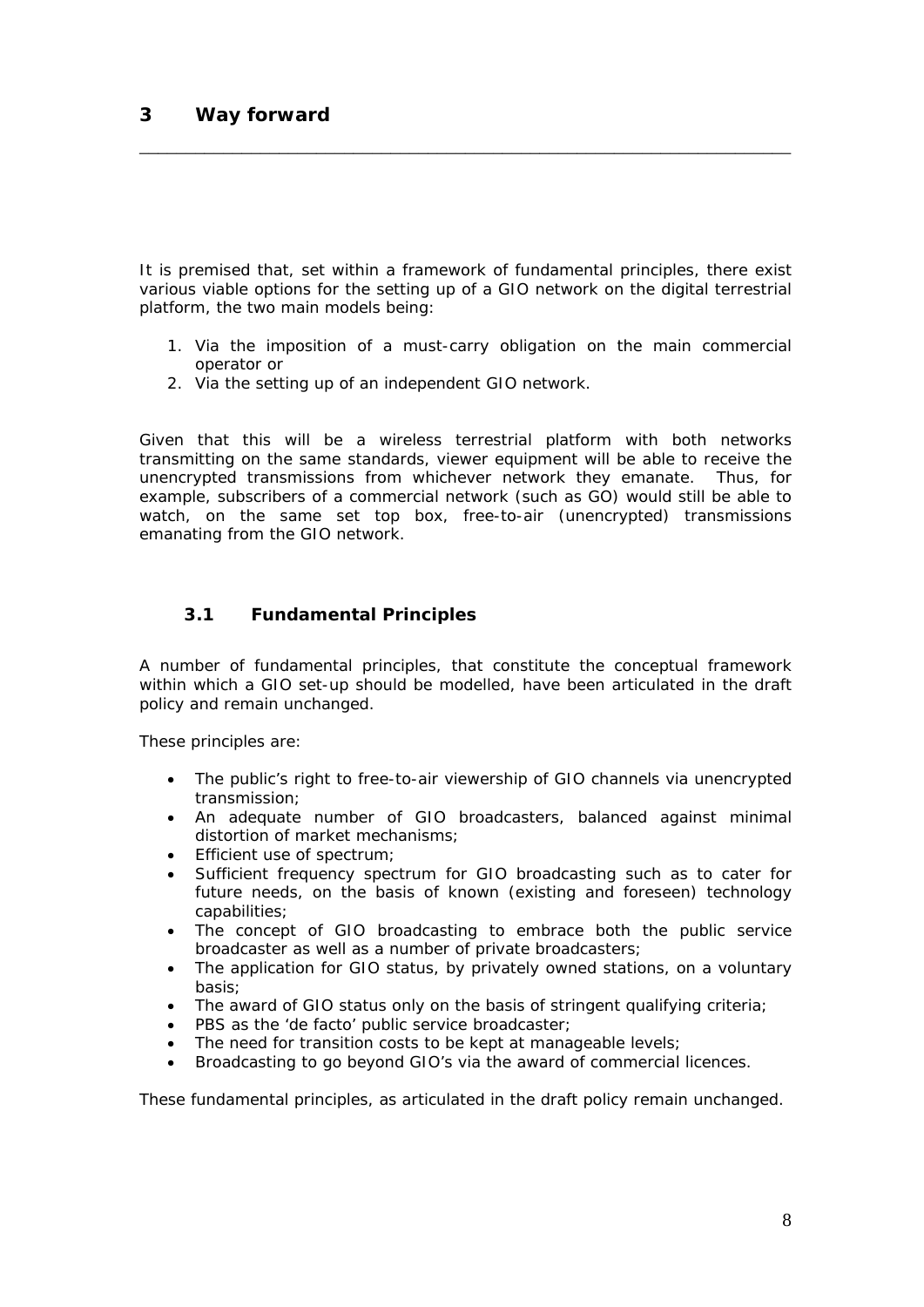# 3 Way forward

It is premised that, set within a framework of fundamental principles, there exist various viable options for the setting up of a GIO network on the digital terrestrial platform, the two main models being:

1. Via the imposition of a must-carry obligation on the main commercial operator or
2. Via the setting up of an independent GIO network.

Given that this will be a wireless terrestrial platform with both networks transmitting on the same standards, viewer equipment will be able to receive the unencrypted transmissions from whichever network they emanate. Thus, for example, subscribers of a commercial network (such as GO) would still be able to watch, on the same set top box, free-to-air (unencrypted) transmissions emanating from the GIO network.

## 3.1 Fundamental Principles

A number of fundamental principles, that constitute the conceptual framework within which a GIO set-up should be modelled, have been articulated in the draft policy and remain unchanged.

These principles are:

- The public's right to free-to-air viewership of GIO channels via unencrypted transmission;
- An adequate number of GIO broadcasters, balanced against minimal distortion of market mechanisms;
- Efficient use of spectrum;
- Sufficient frequency spectrum for GIO broadcasting such as to cater for future needs, on the basis of known (existing and foreseen) technology capabilities;
- The concept of GIO broadcasting to embrace both the public service broadcaster as well as a number of private broadcasters;
- The application for GIO status, by privately owned stations, on a voluntary basis;
- The award of GIO status only on the basis of stringent qualifying criteria;
- PBS as the 'de facto' public service broadcaster;
- The need for transition costs to be kept at manageable levels;
- Broadcasting to go beyond GIO's via the award of commercial licences.

These fundamental principles, as articulated in the draft policy remain unchanged.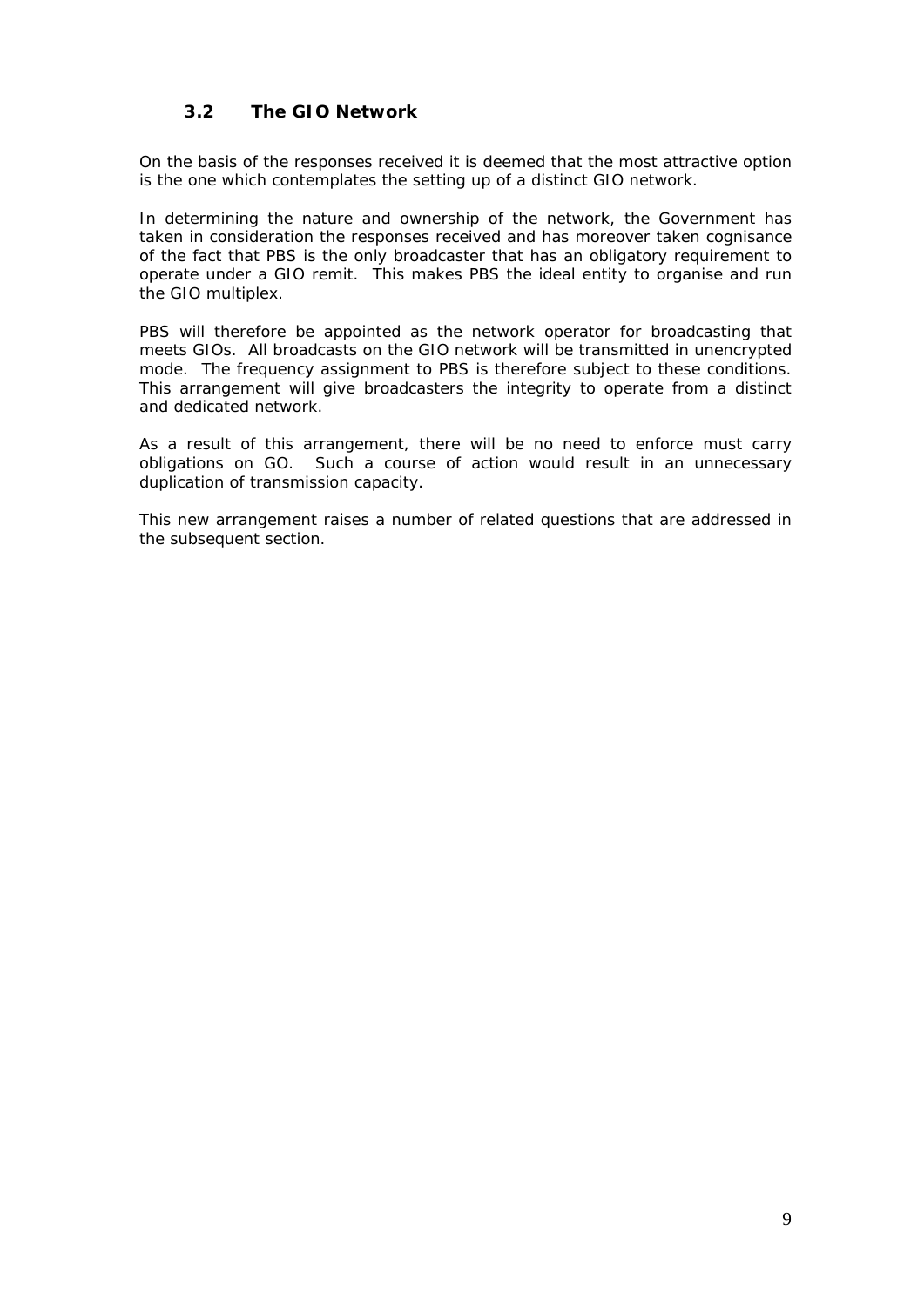### 3.2 The GIO Network

On the basis of the responses received it is deemed that the most attractive option is the one which contemplates the setting up of a distinct GIO network.

In determining the nature and ownership of the network, the Government has taken in consideration the responses received and has moreover taken cognisance of the fact that PBS is the only broadcaster that has an obligatory requirement to operate under a GIO remit. This makes PBS the ideal entity to organise and run the GIO multiplex.

PBS will therefore be appointed as the network operator for broadcasting that meets GIOs. All broadcasts on the GIO network will be transmitted in unencrypted mode. The frequency assignment to PBS is therefore subject to these conditions. This arrangement will give broadcasters the integrity to operate from a distinct and dedicated network.

As a result of this arrangement, there will be no need to enforce must carry obligations on GO. Such a course of action would result in an unnecessary duplication of transmission capacity.

This new arrangement raises a number of related questions that are addressed in the subsequent section.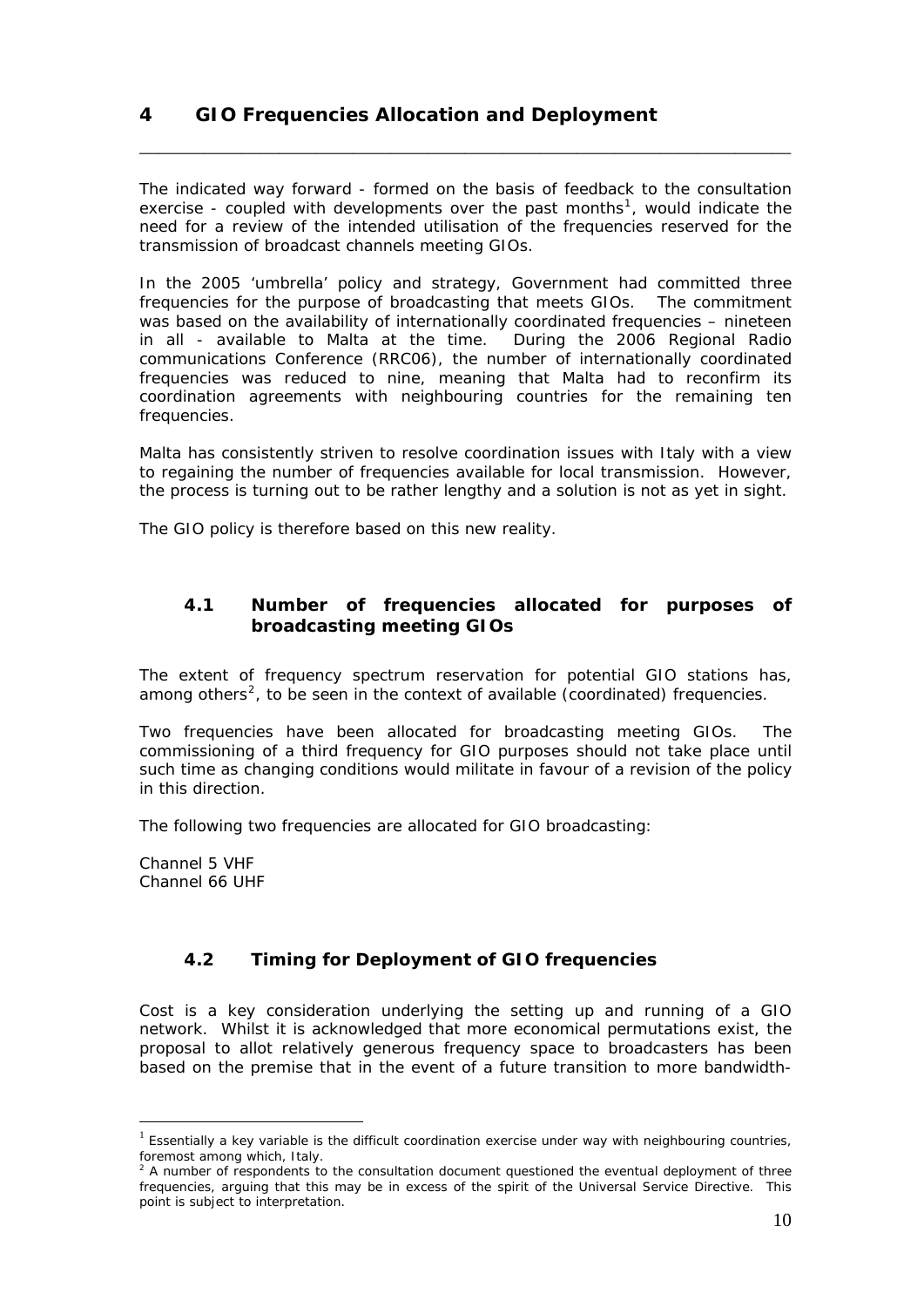# 4 GIO Frequencies Allocation and Deployment

The indicated way forward - formed on the basis of feedback to the consultation exercise - coupled with developments over the past months[1], would indicate the need for a review of the intended utilisation of the frequencies reserved for the transmission of broadcast channels meeting GIOs.

In the 2005 'umbrella' policy and strategy, Government had committed three frequencies for the purpose of broadcasting that meets GIOs. The commitment was based on the availability of internationally coordinated frequencies – nineteen in all - available to Malta at the time. During the 2006 Regional Radio communications Conference (RRC06), the number of internationally coordinated frequencies was reduced to nine, meaning that Malta had to reconfirm its coordination agreements with neighbouring countries for the remaining ten frequencies.

Malta has consistently striven to resolve coordination issues with Italy with a view to regaining the number of frequencies available for local transmission. However, the process is turning out to be rather lengthy and a solution is not as yet in sight.

The GIO policy is therefore based on this new reality.

## 4.1 Number of frequencies allocated for purposes of broadcasting meeting GIOs

The extent of frequency spectrum reservation for potential GIO stations has, among others[2], to be seen in the context of available (coordinated) frequencies.

Two frequencies have been allocated for broadcasting meeting GIOs. The commissioning of a third frequency for GIO purposes should not take place until such time as changing conditions would militate in favour of a revision of the policy in this direction.

The following two frequencies are allocated for GIO broadcasting:

Channel 5 VHF
Channel 66 UHF

## 4.2 Timing for Deployment of GIO frequencies

Cost is a key consideration underlying the setting up and running of a GIO network. Whilst it is acknowledged that more economical permutations exist, the proposal to allot relatively generous frequency space to broadcasters has been based on the premise that in the event of a future transition to more bandwidth-

---

[1] Essentially a key variable is the difficult coordination exercise under way with neighbouring countries, foremost among which, Italy.

[2] A number of respondents to the consultation document questioned the eventual deployment of three frequencies, arguing that this may be in excess of the spirit of the Universal Service Directive. This point is subject to interpretation.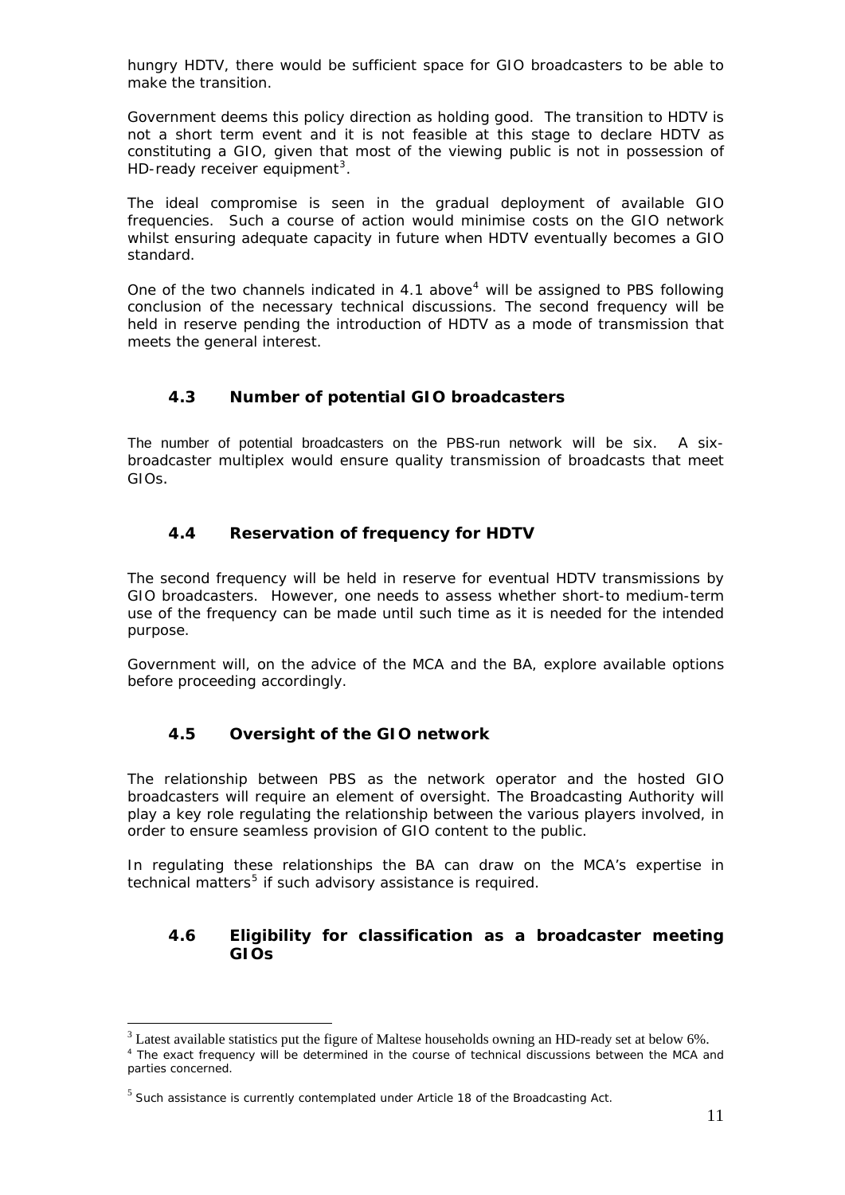hungry HDTV, there would be sufficient space for GIO broadcasters to be able to make the transition.

Government deems this policy direction as holding good. The transition to HDTV is not a short term event and it is not feasible at this stage to declare HDTV as constituting a GIO, given that most of the viewing public is not in possession of HD-ready receiver equipment[3].

The ideal compromise is seen in the gradual deployment of available GIO frequencies. Such a course of action would minimise costs on the GIO network whilst ensuring adequate capacity in future when HDTV eventually becomes a GIO standard.

One of the two channels indicated in 4.1 above[4] will be assigned to PBS following conclusion of the necessary technical discussions. The second frequency will be held in reserve pending the introduction of HDTV as a mode of transmission that meets the general interest.

### 4.3 Number of potential GIO broadcasters

The number of potential broadcasters on the PBS-run network will be six. A six-broadcaster multiplex would ensure quality transmission of broadcasts that meet GIOs.

### 4.4 Reservation of frequency for HDTV

The second frequency will be held in reserve for eventual HDTV transmissions by GIO broadcasters. However, one needs to assess whether short-to medium-term use of the frequency can be made until such time as it is needed for the intended purpose.

Government will, on the advice of the MCA and the BA, explore available options before proceeding accordingly.

### 4.5 Oversight of the GIO network

The relationship between PBS as the network operator and the hosted GIO broadcasters will require an element of oversight. The Broadcasting Authority will play a key role regulating the relationship between the various players involved, in order to ensure seamless provision of GIO content to the public.

In regulating these relationships the BA can draw on the MCA's expertise in technical matters[5] if such advisory assistance is required.

### 4.6 Eligibility for classification as a broadcaster meeting GIOs

---

[3] Latest available statistics put the figure of Maltese households owning an HD-ready set at below 6%.

[4] The exact frequency will be determined in the course of technical discussions between the MCA and parties concerned.

[5] Such assistance is currently contemplated under Article 18 of the Broadcasting Act.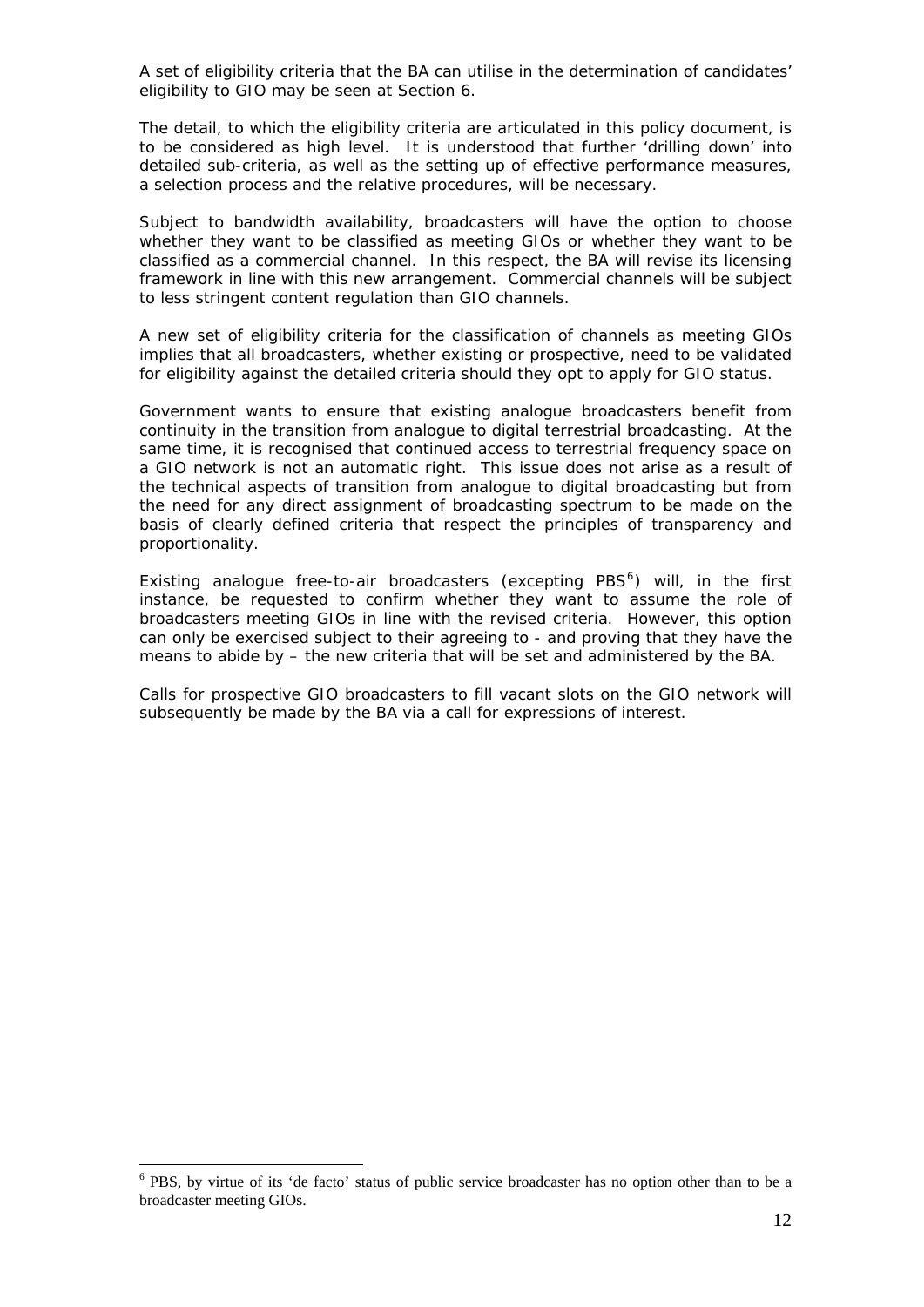A set of eligibility criteria that the BA can utilise in the determination of candidates' eligibility to GIO may be seen at Section 6.

The detail, to which the eligibility criteria are articulated in this policy document, is to be considered as high level. It is understood that further 'drilling down' into detailed sub-criteria, as well as the setting up of effective performance measures, a selection process and the relative procedures, will be necessary.

Subject to bandwidth availability, broadcasters will have the option to choose whether they want to be classified as meeting GIOs or whether they want to be classified as a commercial channel. In this respect, the BA will revise its licensing framework in line with this new arrangement. Commercial channels will be subject to less stringent content regulation than GIO channels.

A new set of eligibility criteria for the classification of channels as meeting GIOs implies that all broadcasters, whether existing or prospective, need to be validated for eligibility against the detailed criteria should they opt to apply for GIO status.

Government wants to ensure that existing analogue broadcasters benefit from continuity in the transition from analogue to digital terrestrial broadcasting. At the same time, it is recognised that continued access to terrestrial frequency space on a GIO network is not an automatic right. This issue does not arise as a result of the technical aspects of transition from analogue to digital broadcasting but from the need for any direct assignment of broadcasting spectrum to be made on the basis of clearly defined criteria that respect the principles of transparency and proportionality.

Existing analogue free-to-air broadcasters (excepting PBS[6]) will, in the first instance, be requested to confirm whether they want to assume the role of broadcasters meeting GIOs in line with the revised criteria. However, this option can only be exercised subject to their agreeing to - and proving that they have the means to abide by – the new criteria that will be set and administered by the BA.

Calls for prospective GIO broadcasters to fill vacant slots on the GIO network will subsequently be made by the BA via a call for expressions of interest.

---

[6] PBS, by virtue of its 'de facto' status of public service broadcaster has no option other than to be a broadcaster meeting GIOs.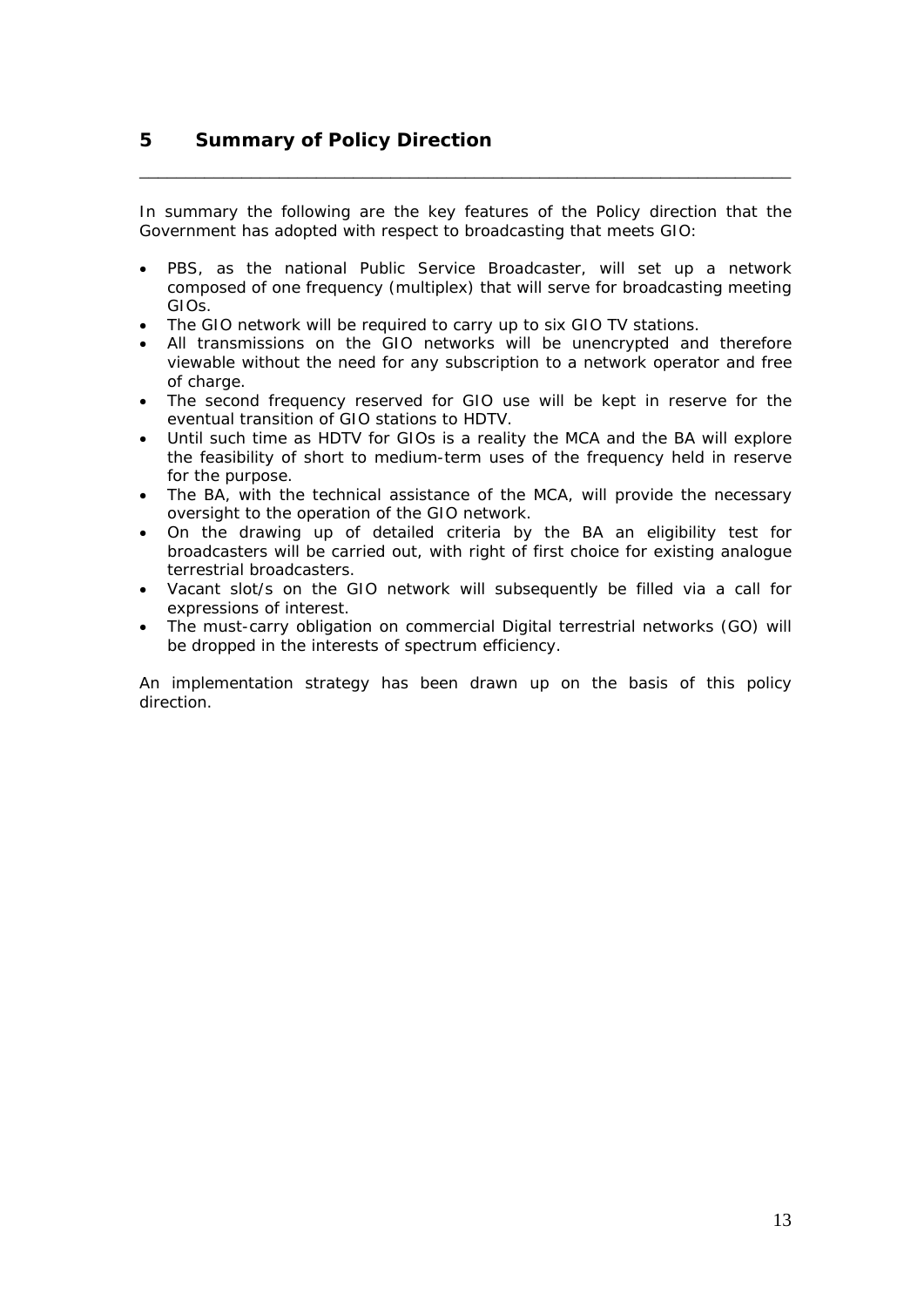# 5 Summary of Policy Direction

In summary the following are the key features of the Policy direction that the Government has adopted with respect to broadcasting that meets GIO:

- PBS, as the national Public Service Broadcaster, will set up a network composed of one frequency (multiplex) that will serve for broadcasting meeting GIOs.
- The GIO network will be required to carry up to six GIO TV stations.
- All transmissions on the GIO networks will be unencrypted and therefore viewable without the need for any subscription to a network operator and free of charge.
- The second frequency reserved for GIO use will be kept in reserve for the eventual transition of GIO stations to HDTV.
- Until such time as HDTV for GIOs is a reality the MCA and the BA will explore the feasibility of short to medium-term uses of the frequency held in reserve for the purpose.
- The BA, with the technical assistance of the MCA, will provide the necessary oversight to the operation of the GIO network.
- On the drawing up of detailed criteria by the BA an eligibility test for broadcasters will be carried out, with right of first choice for existing analogue terrestrial broadcasters.
- Vacant slot/s on the GIO network will subsequently be filled via a call for expressions of interest.
- The must-carry obligation on commercial Digital terrestrial networks (GO) will be dropped in the interests of spectrum efficiency.

An implementation strategy has been drawn up on the basis of this policy direction.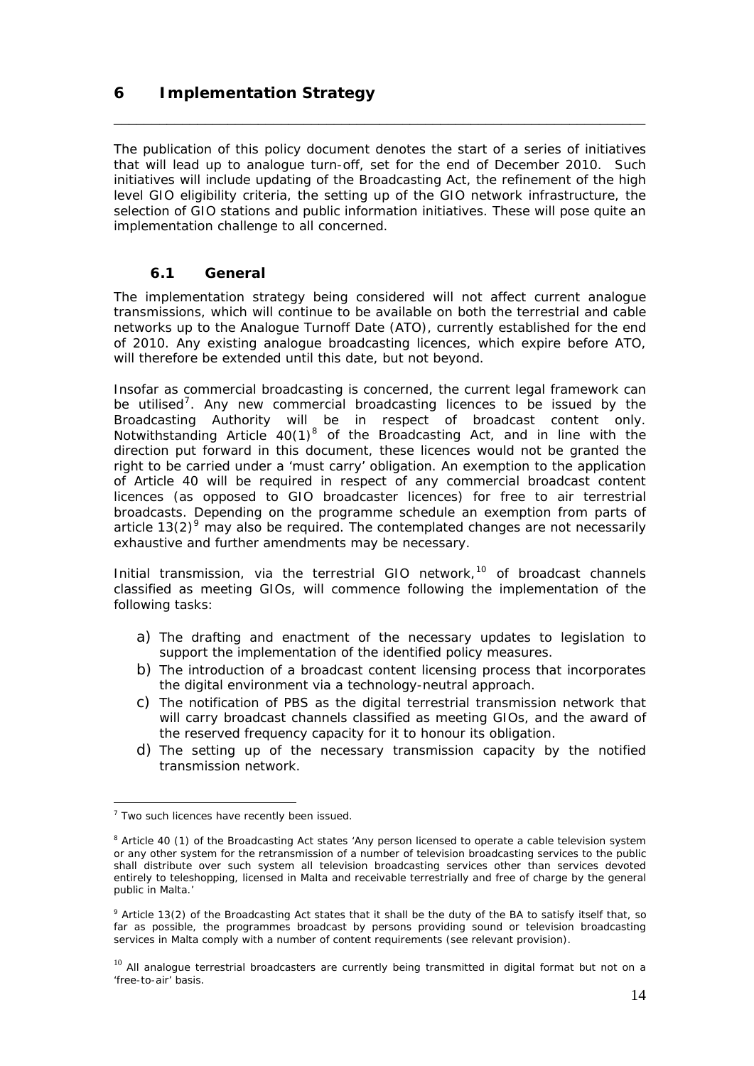# 6 Implementation Strategy

The publication of this policy document denotes the start of a series of initiatives that will lead up to analogue turn-off, set for the end of December 2010. Such initiatives will include updating of the Broadcasting Act, the refinement of the high level GIO eligibility criteria, the setting up of the GIO network infrastructure, the selection of GIO stations and public information initiatives. These will pose quite an implementation challenge to all concerned.

## 6.1 General

The implementation strategy being considered will not affect current analogue transmissions, which will continue to be available on both the terrestrial and cable networks up to the Analogue Turnoff Date (ATO), currently established for the end of 2010. Any existing analogue broadcasting licences, which expire before ATO, will therefore be extended until this date, but not beyond.

Insofar as commercial broadcasting is concerned, the current legal framework can be utilised[7]. Any new commercial broadcasting licences to be issued by the Broadcasting Authority will be in respect of broadcast content only. Notwithstanding Article 40(1)[8] of the Broadcasting Act, and in line with the direction put forward in this document, these licences would not be granted the right to be carried under a 'must carry' obligation. An exemption to the application of Article 40 will be required in respect of any commercial broadcast content licences (as opposed to GIO broadcaster licences) for free to air terrestrial broadcasts. Depending on the programme schedule an exemption from parts of article 13(2)[9] may also be required. The contemplated changes are not necessarily exhaustive and further amendments may be necessary.

Initial transmission, via the terrestrial GIO network,[10] of broadcast channels classified as meeting GIOs, will commence following the implementation of the following tasks:

a) The drafting and enactment of the necessary updates to legislation to support the implementation of the identified policy measures.
b) The introduction of a broadcast content licensing process that incorporates the digital environment via a technology-neutral approach.
c) The notification of PBS as the digital terrestrial transmission network that will carry broadcast channels classified as meeting GIOs, and the award of the reserved frequency capacity for it to honour its obligation.
d) The setting up of the necessary transmission capacity by the notified transmission network.

---

[7] Two such licences have recently been issued.

[8] Article 40 (1) of the Broadcasting Act states 'Any person licensed to operate a cable television system or any other system for the retransmission of a number of television broadcasting services to the public shall distribute over such system all television broadcasting services other than services devoted entirely to teleshopping, licensed in Malta and receivable terrestrially and free of charge by the general public in Malta.'

[9] Article 13(2) of the Broadcasting Act states that it shall be the duty of the BA to satisfy itself that, so far as possible, the programmes broadcast by persons providing sound or television broadcasting services in Malta comply with a number of content requirements (see relevant provision).

[10] All analogue terrestrial broadcasters are currently being transmitted in digital format but not on a 'free-to-air' basis.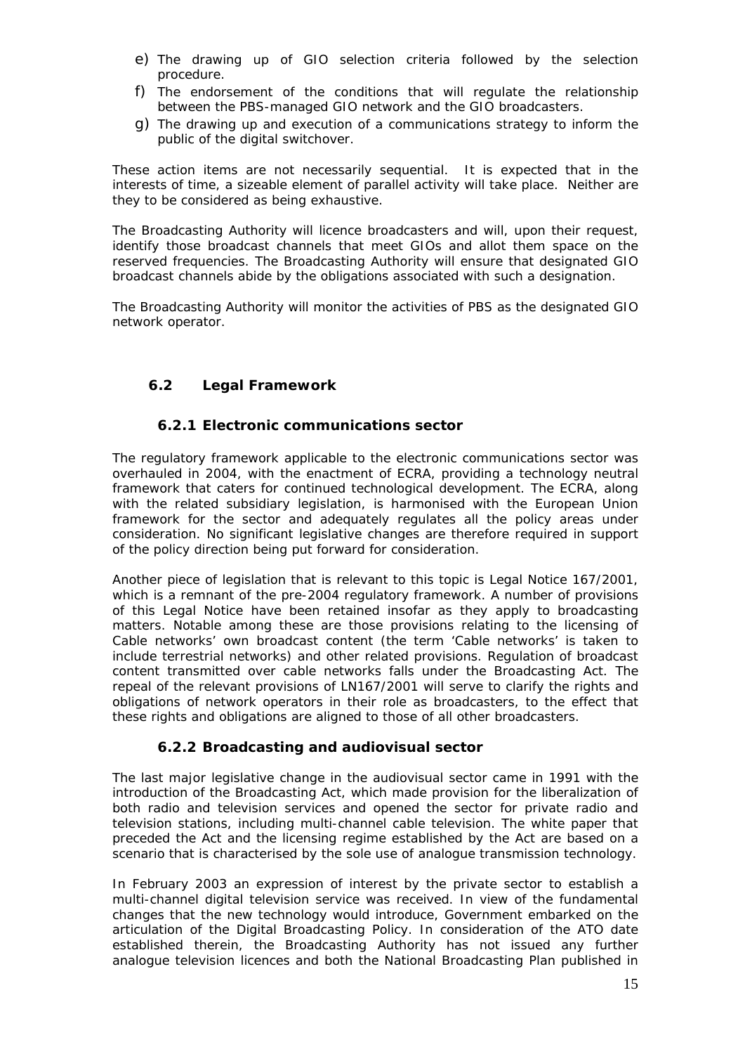e) The drawing up of GIO selection criteria followed by the selection procedure.
f) The endorsement of the conditions that will regulate the relationship between the PBS-managed GIO network and the GIO broadcasters.
g) The drawing up and execution of a communications strategy to inform the public of the digital switchover.

These action items are not necessarily sequential. It is expected that in the interests of time, a sizeable element of parallel activity will take place. Neither are they to be considered as being exhaustive.

The Broadcasting Authority will licence broadcasters and will, upon their request, identify those broadcast channels that meet GIOs and allot them space on the reserved frequencies. The Broadcasting Authority will ensure that designated GIO broadcast channels abide by the obligations associated with such a designation.

The Broadcasting Authority will monitor the activities of PBS as the designated GIO network operator.

## 6.2 Legal Framework

### 6.2.1 Electronic communications sector

The regulatory framework applicable to the electronic communications sector was overhauled in 2004, with the enactment of ECRA, providing a technology neutral framework that caters for continued technological development. The ECRA, along with the related subsidiary legislation, is harmonised with the European Union framework for the sector and adequately regulates all the policy areas under consideration. No significant legislative changes are therefore required in support of the policy direction being put forward for consideration.

Another piece of legislation that is relevant to this topic is Legal Notice 167/2001, which is a remnant of the pre-2004 regulatory framework. A number of provisions of this Legal Notice have been retained insofar as they apply to broadcasting matters. Notable among these are those provisions relating to the licensing of Cable networks' own broadcast content (the term 'Cable networks' is taken to include terrestrial networks) and other related provisions. Regulation of broadcast content transmitted over cable networks falls under the Broadcasting Act. The repeal of the relevant provisions of LN167/2001 will serve to clarify the rights and obligations of network operators in their role as broadcasters, to the effect that these rights and obligations are aligned to those of all other broadcasters.

### 6.2.2 Broadcasting and audiovisual sector

The last major legislative change in the audiovisual sector came in 1991 with the introduction of the Broadcasting Act, which made provision for the liberalization of both radio and television services and opened the sector for private radio and television stations, including multi-channel cable television. The white paper that preceded the Act and the licensing regime established by the Act are based on a scenario that is characterised by the sole use of analogue transmission technology.

In February 2003 an expression of interest by the private sector to establish a multi-channel digital television service was received. In view of the fundamental changes that the new technology would introduce, Government embarked on the articulation of the Digital Broadcasting Policy. In consideration of the ATO date established therein, the Broadcasting Authority has not issued any further analogue television licences and both the National Broadcasting Plan published in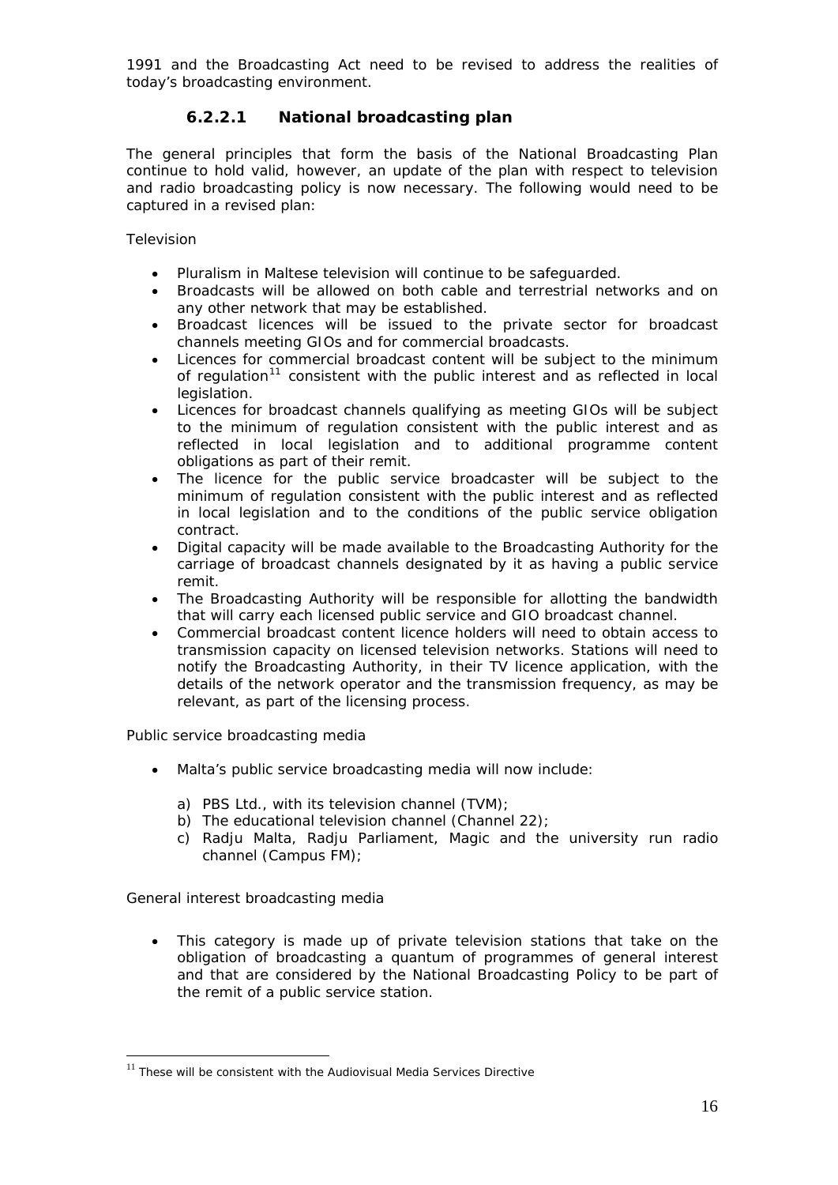1991 and the Broadcasting Act need to be revised to address the realities of today's broadcasting environment.

#### 6.2.2.1 National broadcasting plan

The general principles that form the basis of the National Broadcasting Plan continue to hold valid, however, an update of the plan with respect to television and radio broadcasting policy is now necessary. The following would need to be captured in a revised plan:

*Television*

- Pluralism in Maltese television will continue to be safeguarded.
- Broadcasts will be allowed on both cable and terrestrial networks and on any other network that may be established.
- Broadcast licences will be issued to the private sector for broadcast channels meeting GIOs and for commercial broadcasts.
- Licences for commercial broadcast content will be subject to the minimum of regulation[11] consistent with the public interest and as reflected in local legislation.
- Licences for broadcast channels qualifying as meeting GIOs will be subject to the minimum of regulation consistent with the public interest and as reflected in local legislation and to additional programme content obligations as part of their remit.
- The licence for the public service broadcaster will be subject to the minimum of regulation consistent with the public interest and as reflected in local legislation and to the conditions of the public service obligation contract.
- Digital capacity will be made available to the Broadcasting Authority for the carriage of broadcast channels designated by it as having a public service remit.
- The Broadcasting Authority will be responsible for allotting the bandwidth that will carry each licensed public service and GIO broadcast channel.
- Commercial broadcast content licence holders will need to obtain access to transmission capacity on licensed television networks. Stations will need to notify the Broadcasting Authority, in their TV licence application, with the details of the network operator and the transmission frequency, as may be relevant, as part of the licensing process.

*Public service broadcasting media*

- Malta's public service broadcasting media will now include:
  a) PBS Ltd., with its television channel (TVM);
  b) The educational television channel (Channel 22);
  c) Radju Malta, Radju Parliament, Magic and the university run radio channel (Campus FM);

*General interest broadcasting media*

- This category is made up of private television stations that take on the obligation of broadcasting a quantum of programmes of general interest and that are considered by the National Broadcasting Policy to be part of the remit of a public service station.

[11] These will be consistent with the Audiovisual Media Services Directive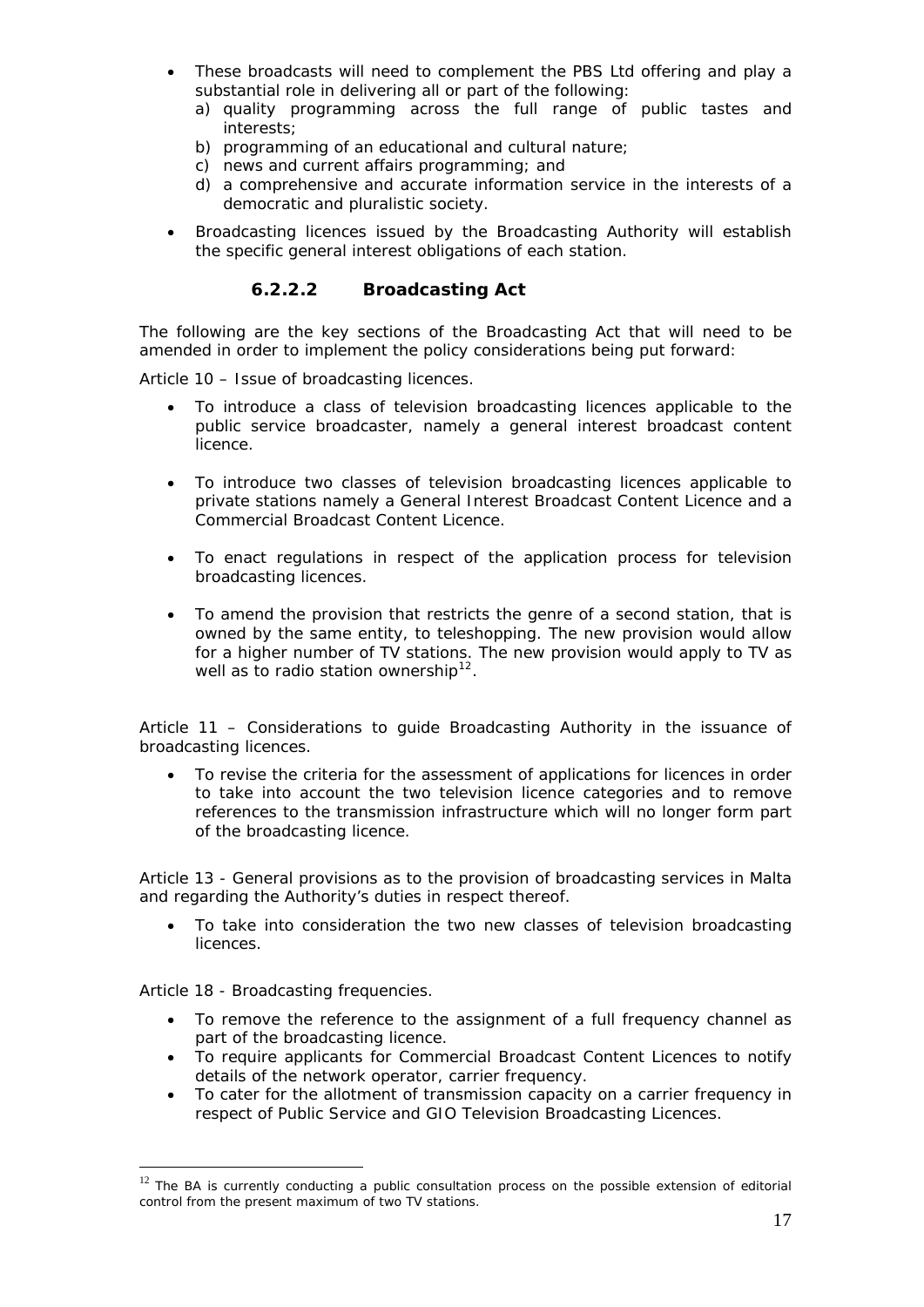- These broadcasts will need to complement the PBS Ltd offering and play a substantial role in delivering all or part of the following:
  a) quality programming across the full range of public tastes and interests;
  b) programming of an educational and cultural nature;
  c) news and current affairs programming; and
  d) a comprehensive and accurate information service in the interests of a democratic and pluralistic society.
- Broadcasting licences issued by the Broadcasting Authority will establish the specific general interest obligations of each station.

#### 6.2.2.2 Broadcasting Act

The following are the key sections of the Broadcasting Act that will need to be amended in order to implement the policy considerations being put forward:

*Article 10 – Issue of broadcasting licences.*

- To introduce a class of television broadcasting licences applicable to the public service broadcaster, namely a general interest broadcast content licence.
- To introduce two classes of television broadcasting licences applicable to private stations namely a General Interest Broadcast Content Licence and a Commercial Broadcast Content Licence.
- To enact regulations in respect of the application process for television broadcasting licences.
- To amend the provision that restricts the genre of a second station, that is owned by the same entity, to teleshopping. The new provision would allow for a higher number of TV stations. The new provision would apply to TV as well as to radio station ownership[12].

*Article 11 – Considerations to guide Broadcasting Authority in the issuance of broadcasting licences.*

- To revise the criteria for the assessment of applications for licences in order to take into account the two television licence categories and to remove references to the transmission infrastructure which will no longer form part of the broadcasting licence.

*Article 13 - General provisions as to the provision of broadcasting services in Malta and regarding the Authority's duties in respect thereof.*

- To take into consideration the two new classes of television broadcasting licences.

*Article 18 - Broadcasting frequencies.*

- To remove the reference to the assignment of a full frequency channel as part of the broadcasting licence.
- To require applicants for Commercial Broadcast Content Licences to notify details of the network operator, carrier frequency.
- To cater for the allotment of transmission capacity on a carrier frequency in respect of Public Service and GIO Television Broadcasting Licences.

---

[12] The BA is currently conducting a public consultation process on the possible extension of editorial control from the present maximum of two TV stations.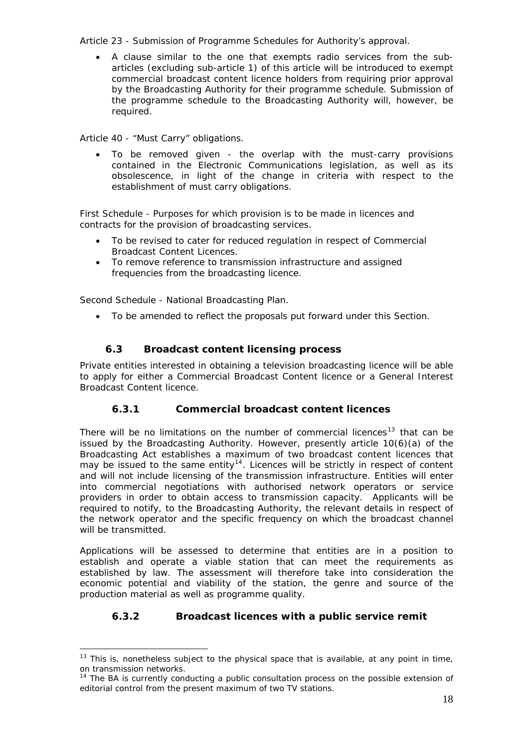Article 23 - Submission of Programme Schedules for Authority's approval.

- A clause similar to the one that exempts radio services from the sub-articles (excluding sub-article 1) of this article will be introduced to exempt commercial broadcast content licence holders from requiring prior approval by the Broadcasting Authority for their programme schedule. Submission of the programme schedule to the Broadcasting Authority will, however, be required.

Article 40 - "Must Carry" obligations.

- To be removed given - the overlap with the must-carry provisions contained in the Electronic Communications legislation, as well as its obsolescence, in light of the change in criteria with respect to the establishment of must carry obligations.

First Schedule - Purposes for which provision is to be made in licences and contracts for the provision of broadcasting services.

- To be revised to cater for reduced regulation in respect of Commercial Broadcast Content Licences.
- To remove reference to transmission infrastructure and assigned frequencies from the broadcasting licence.

Second Schedule - National Broadcasting Plan.

- To be amended to reflect the proposals put forward under this Section.

## 6.3 Broadcast content licensing process

Private entities interested in obtaining a television broadcasting licence will be able to apply for either a Commercial Broadcast Content licence or a General Interest Broadcast Content licence.

### 6.3.1 Commercial broadcast content licences

There will be no limitations on the number of commercial licences[13] that can be issued by the Broadcasting Authority. However, presently article 10(6)(a) of the Broadcasting Act establishes a maximum of two broadcast content licences that may be issued to the same entity[14]. Licences will be strictly in respect of content and will not include licensing of the transmission infrastructure. Entities will enter into commercial negotiations with authorised network operators or service providers in order to obtain access to transmission capacity. Applicants will be required to notify, to the Broadcasting Authority, the relevant details in respect of the network operator and the specific frequency on which the broadcast channel will be transmitted.

Applications will be assessed to determine that entities are in a position to establish and operate a viable station that can meet the requirements as established by law. The assessment will therefore take into consideration the economic potential and viability of the station, the genre and source of the production material as well as programme quality.

### 6.3.2 Broadcast licences with a public service remit

---

[13] This is, nonetheless subject to the physical space that is available, at any point in time, on transmission networks.

[14] The BA is currently conducting a public consultation process on the possible extension of editorial control from the present maximum of two TV stations.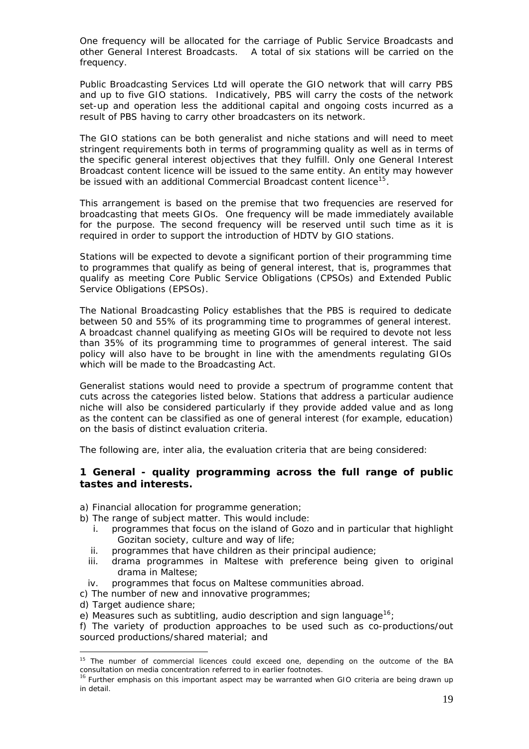One frequency will be allocated for the carriage of Public Service Broadcasts and other General Interest Broadcasts. A total of six stations will be carried on the frequency.

Public Broadcasting Services Ltd will operate the GIO network that will carry PBS and up to five GIO stations. Indicatively, PBS will carry the costs of the network set-up and operation less the additional capital and ongoing costs incurred as a result of PBS having to carry other broadcasters on its network.

The GIO stations can be both generalist and niche stations and will need to meet stringent requirements both in terms of programming quality as well as in terms of the specific general interest objectives that they fulfill. Only one General Interest Broadcast content licence will be issued to the same entity. An entity may however be issued with an additional Commercial Broadcast content licence[15].

This arrangement is based on the premise that two frequencies are reserved for broadcasting that meets GIOs. One frequency will be made immediately available for the purpose. The second frequency will be reserved until such time as it is required in order to support the introduction of HDTV by GIO stations.

Stations will be expected to devote a significant portion of their programming time to programmes that qualify as being of general interest, that is, programmes that qualify as meeting Core Public Service Obligations (CPSOs) and Extended Public Service Obligations (EPSOs).

The National Broadcasting Policy establishes that the PBS is required to dedicate between 50 and 55% of its programming time to programmes of general interest. A broadcast channel qualifying as meeting GIOs will be required to devote not less than 35% of its programming time to programmes of general interest. The said policy will also have to be brought in line with the amendments regulating GIOs which will be made to the Broadcasting Act.

Generalist stations would need to provide a spectrum of programme content that cuts across the categories listed below. Stations that address a particular audience niche will also be considered particularly if they provide added value and as long as the content can be classified as one of general interest (for example, education) on the basis of distinct evaluation criteria.

The following are, inter alia, the evaluation criteria that are being considered:

### 1 General - quality programming across the full range of public tastes and interests.

a) Financial allocation for programme generation;

b) The range of subject matter. This would include:

   i. programmes that focus on the island of Gozo and in particular that highlight Gozitan society, culture and way of life;
   ii. programmes that have children as their principal audience;
   iii. drama programmes in Maltese with preference being given to original drama in Maltese;
   iv. programmes that focus on Maltese communities abroad.

c) The number of new and innovative programmes;

d) Target audience share;

e) Measures such as subtitling, audio description and sign language[16];

f) The variety of production approaches to be used such as co-productions/out sourced productions/shared material; and

---

[15] The number of commercial licences could exceed one, depending on the outcome of the BA consultation on media concentration referred to in earlier footnotes.

[16] Further emphasis on this important aspect may be warranted when GIO criteria are being drawn up in detail.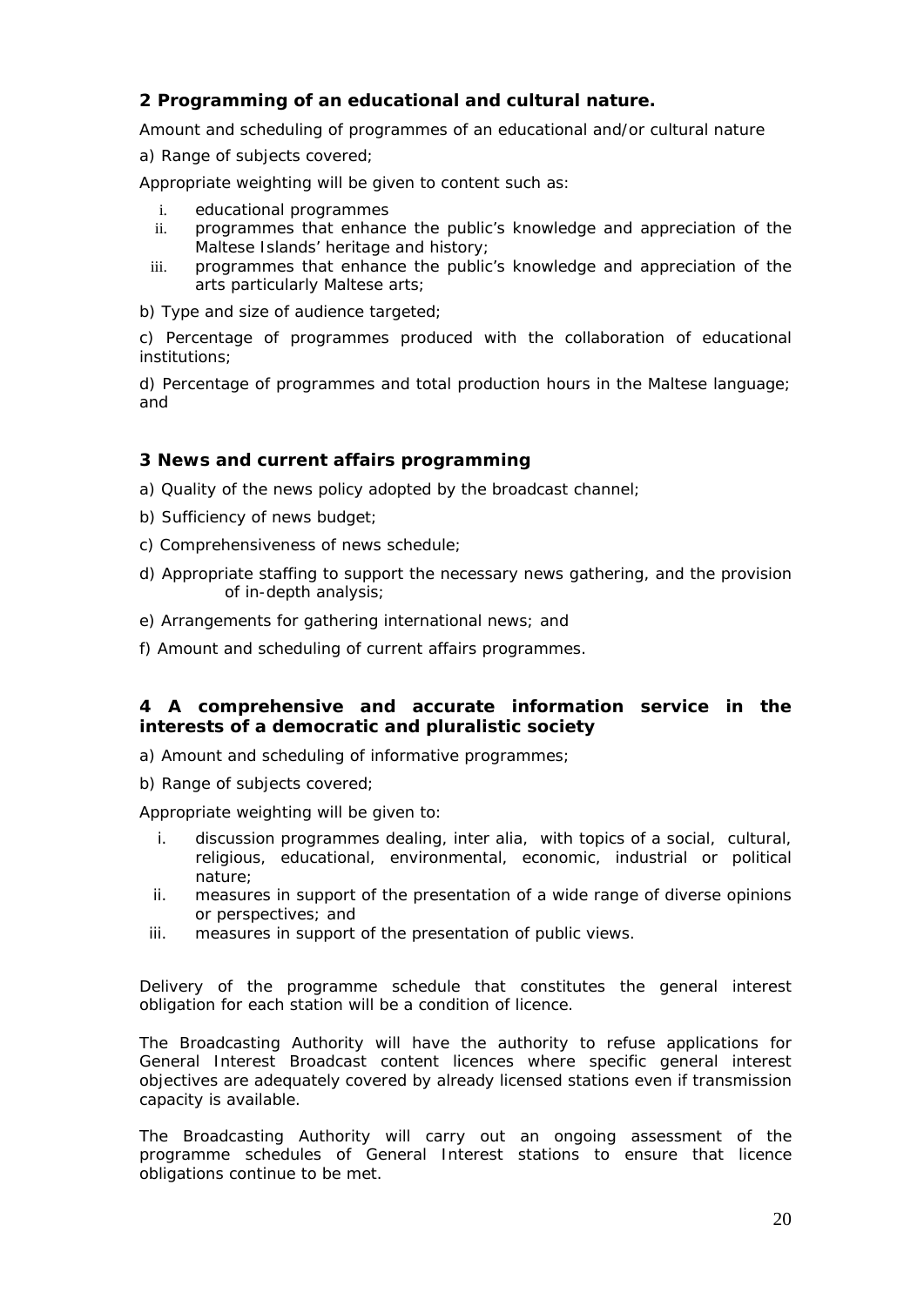### 2 Programming of an educational and cultural nature.

Amount and scheduling of programmes of an educational and/or cultural nature

a) Range of subjects covered;

Appropriate weighting will be given to content such as:

i. educational programmes
ii. programmes that enhance the public's knowledge and appreciation of the Maltese Islands' heritage and history;
iii. programmes that enhance the public's knowledge and appreciation of the arts particularly Maltese arts;

b) Type and size of audience targeted;

c) Percentage of programmes produced with the collaboration of educational institutions;

d) Percentage of programmes and total production hours in the Maltese language; and

### 3 News and current affairs programming

a) Quality of the news policy adopted by the broadcast channel;

b) Sufficiency of news budget;

c) Comprehensiveness of news schedule;

d) Appropriate staffing to support the necessary news gathering, and the provision of in-depth analysis;

e) Arrangements for gathering international news; and

f) Amount and scheduling of current affairs programmes.

### 4 A comprehensive and accurate information service in the interests of a democratic and pluralistic society

a) Amount and scheduling of informative programmes;

b) Range of subjects covered;

Appropriate weighting will be given to:

i. discussion programmes dealing, inter alia, with topics of a social, cultural, religious, educational, environmental, economic, industrial or political nature;
ii. measures in support of the presentation of a wide range of diverse opinions or perspectives; and
iii. measures in support of the presentation of public views.

Delivery of the programme schedule that constitutes the general interest obligation for each station will be a condition of licence.

The Broadcasting Authority will have the authority to refuse applications for General Interest Broadcast content licences where specific general interest objectives are adequately covered by already licensed stations even if transmission capacity is available.

The Broadcasting Authority will carry out an ongoing assessment of the programme schedules of General Interest stations to ensure that licence obligations continue to be met.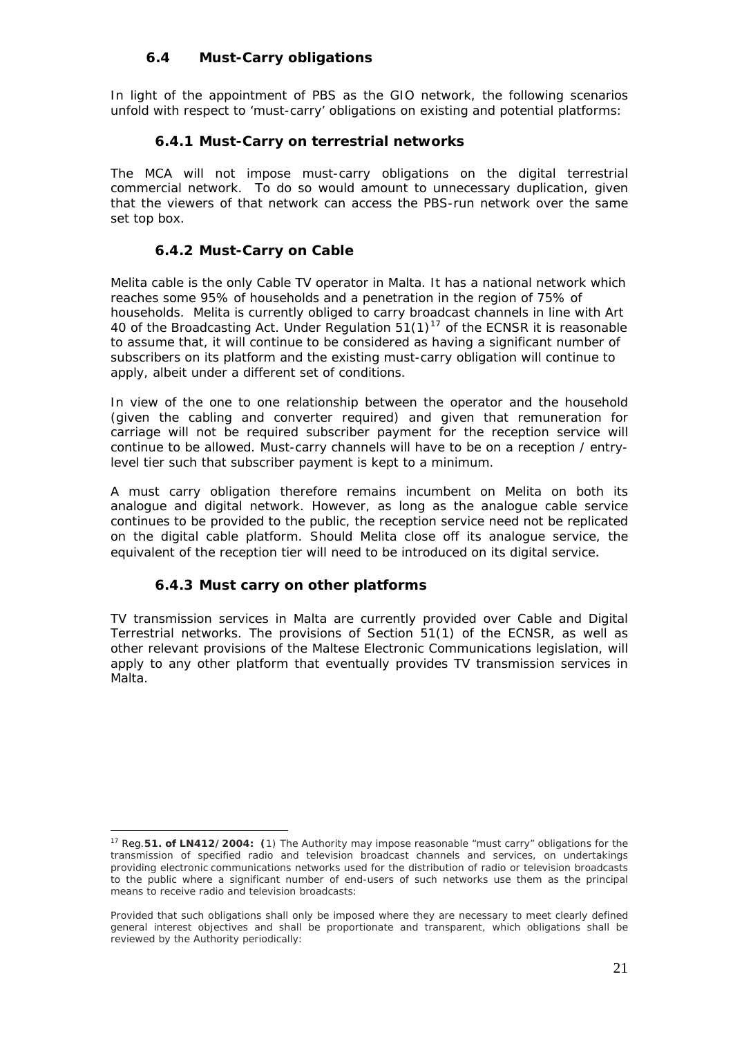### 6.4 Must-Carry obligations

In light of the appointment of PBS as the GIO network, the following scenarios unfold with respect to 'must-carry' obligations on existing and potential platforms:

#### 6.4.1 Must-Carry on terrestrial networks

The MCA will not impose must-carry obligations on the digital terrestrial commercial network. To do so would amount to unnecessary duplication, given that the viewers of that network can access the PBS-run network over the same set top box.

#### 6.4.2 Must-Carry on Cable

Melita cable is the only Cable TV operator in Malta. It has a national network which reaches some 95% of households and a penetration in the region of 75% of households. Melita is currently obliged to carry broadcast channels in line with Art 40 of the Broadcasting Act. Under Regulation 51(1)[17] of the ECNSR it is reasonable to assume that, it will continue to be considered as having a significant number of subscribers on its platform and the existing must-carry obligation will continue to apply, albeit under a different set of conditions.

In view of the one to one relationship between the operator and the household (given the cabling and converter required) and given that remuneration for carriage will not be required subscriber payment for the reception service will continue to be allowed. Must-carry channels will have to be on a reception / entry-level tier such that subscriber payment is kept to a minimum.

A must carry obligation therefore remains incumbent on Melita on both its analogue and digital network. However, as long as the analogue cable service continues to be provided to the public, the reception service need not be replicated on the digital cable platform. Should Melita close off its analogue service, the equivalent of the reception tier will need to be introduced on its digital service.

#### 6.4.3 Must carry on other platforms

TV transmission services in Malta are currently provided over Cable and Digital Terrestrial networks. The provisions of Section 51(1) of the ECNSR, as well as other relevant provisions of the Maltese Electronic Communications legislation, will apply to any other platform that eventually provides TV transmission services in Malta.

---

[17] Reg.**51. of LN412/2004: (**1) The Authority may impose reasonable "must carry" obligations for the transmission of specified radio and television broadcast channels and services, on undertakings providing electronic communications networks used for the distribution of radio or television broadcasts to the public where a significant number of end-users of such networks use them as the principal means to receive radio and television broadcasts:

Provided that such obligations shall only be imposed where they are necessary to meet clearly defined general interest objectives and shall be proportionate and transparent, which obligations shall be reviewed by the Authority periodically: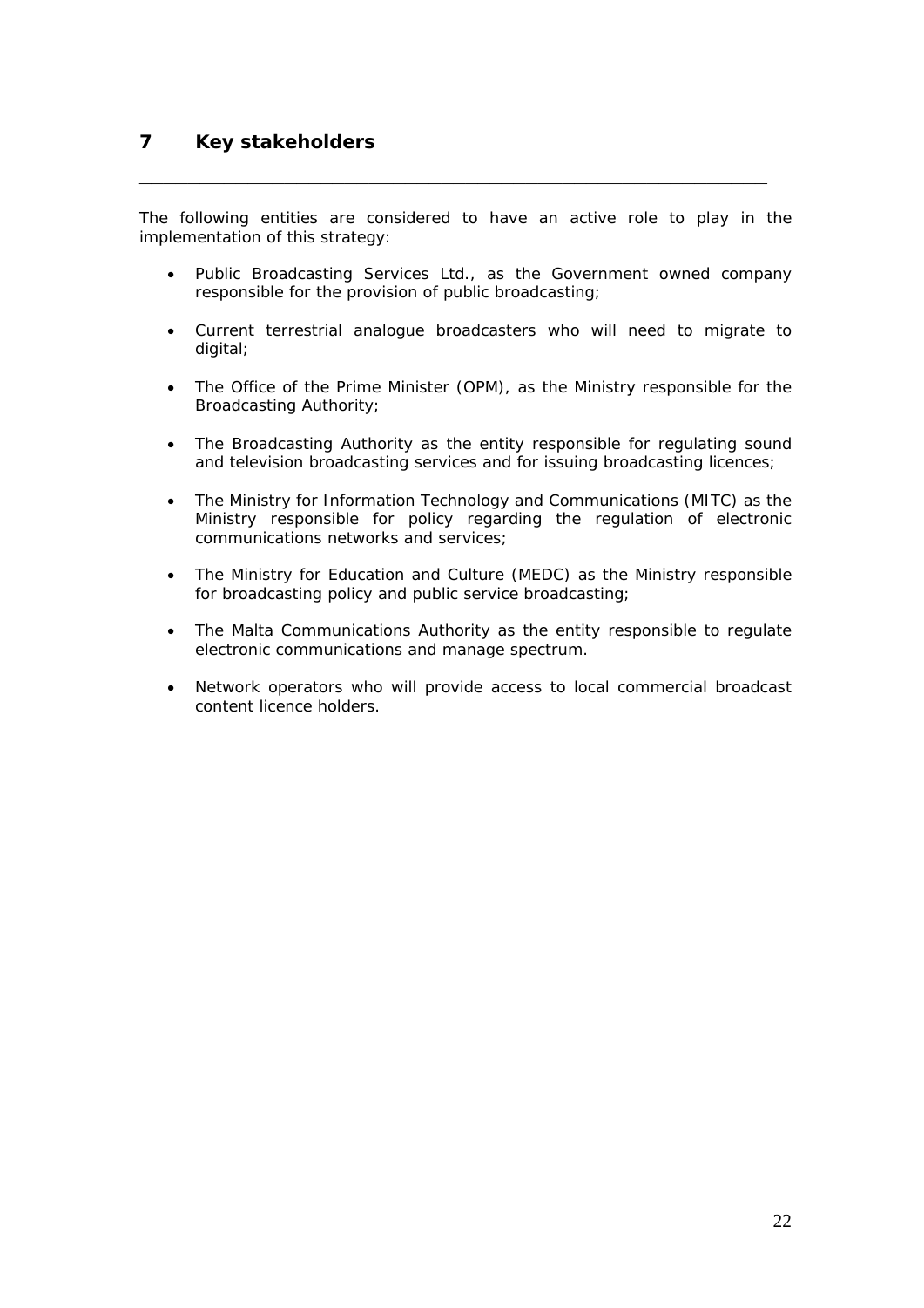# 7 Key stakeholders

The following entities are considered to have an active role to play in the implementation of this strategy:

- Public Broadcasting Services Ltd., as the Government owned company responsible for the provision of public broadcasting;
- Current terrestrial analogue broadcasters who will need to migrate to digital;
- The Office of the Prime Minister (OPM), as the Ministry responsible for the Broadcasting Authority;
- The Broadcasting Authority as the entity responsible for regulating sound and television broadcasting services and for issuing broadcasting licences;
- The Ministry for Information Technology and Communications (MITC) as the Ministry responsible for policy regarding the regulation of electronic communications networks and services;
- The Ministry for Education and Culture (MEDC) as the Ministry responsible for broadcasting policy and public service broadcasting;
- The Malta Communications Authority as the entity responsible to regulate electronic communications and manage spectrum.
- Network operators who will provide access to local commercial broadcast content licence holders.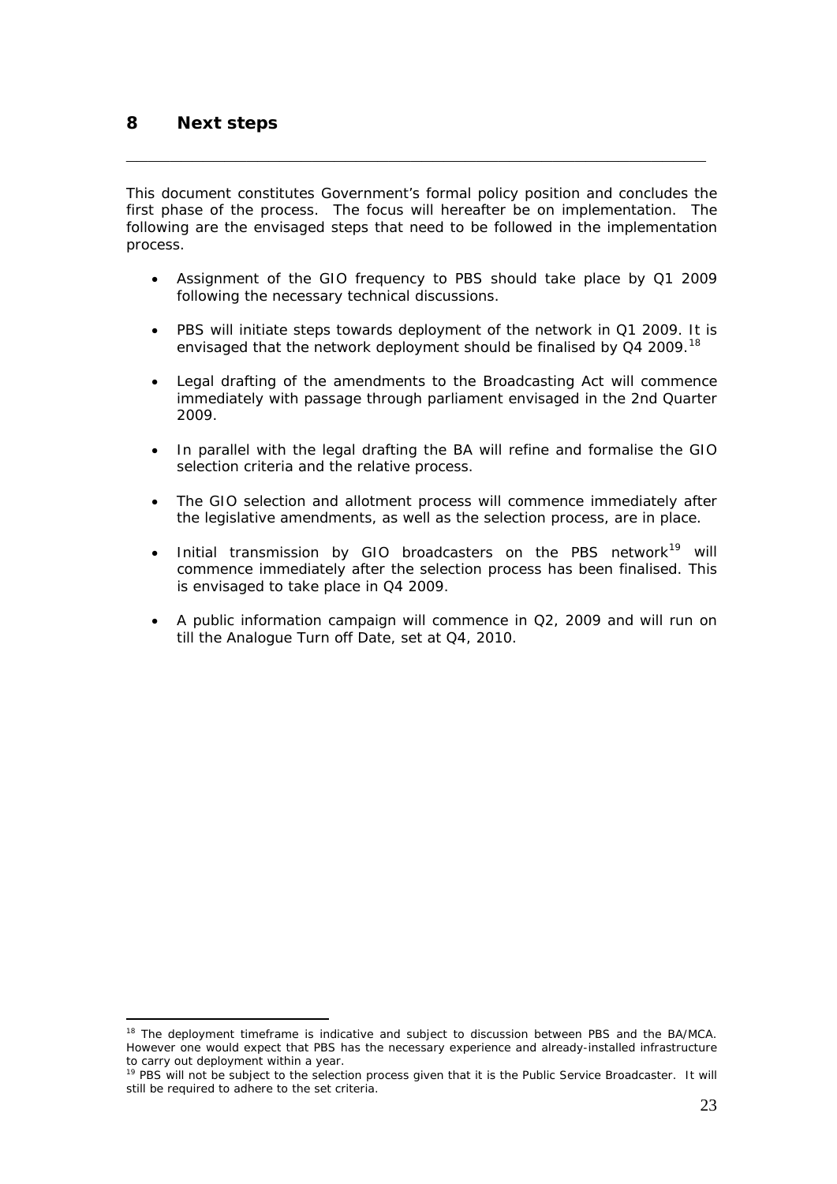## 8 Next steps

This document constitutes Government's formal policy position and concludes the first phase of the process. The focus will hereafter be on implementation. The following are the envisaged steps that need to be followed in the implementation process.

- Assignment of the GIO frequency to PBS should take place by Q1 2009 following the necessary technical discussions.
- PBS will initiate steps towards deployment of the network in Q1 2009. It is envisaged that the network deployment should be finalised by Q4 2009.[18]
- Legal drafting of the amendments to the Broadcasting Act will commence immediately with passage through parliament envisaged in the 2nd Quarter 2009.
- In parallel with the legal drafting the BA will refine and formalise the GIO selection criteria and the relative process.
- The GIO selection and allotment process will commence immediately after the legislative amendments, as well as the selection process, are in place.
- Initial transmission by GIO broadcasters on the PBS network[19] will commence immediately after the selection process has been finalised. This is envisaged to take place in Q4 2009.
- A public information campaign will commence in Q2, 2009 and will run on till the Analogue Turn off Date, set at Q4, 2010.

---

[18] The deployment timeframe is indicative and subject to discussion between PBS and the BA/MCA. However one would expect that PBS has the necessary experience and already-installed infrastructure to carry out deployment within a year.

[19] PBS will not be subject to the selection process given that it is the Public Service Broadcaster. It will still be required to adhere to the set criteria.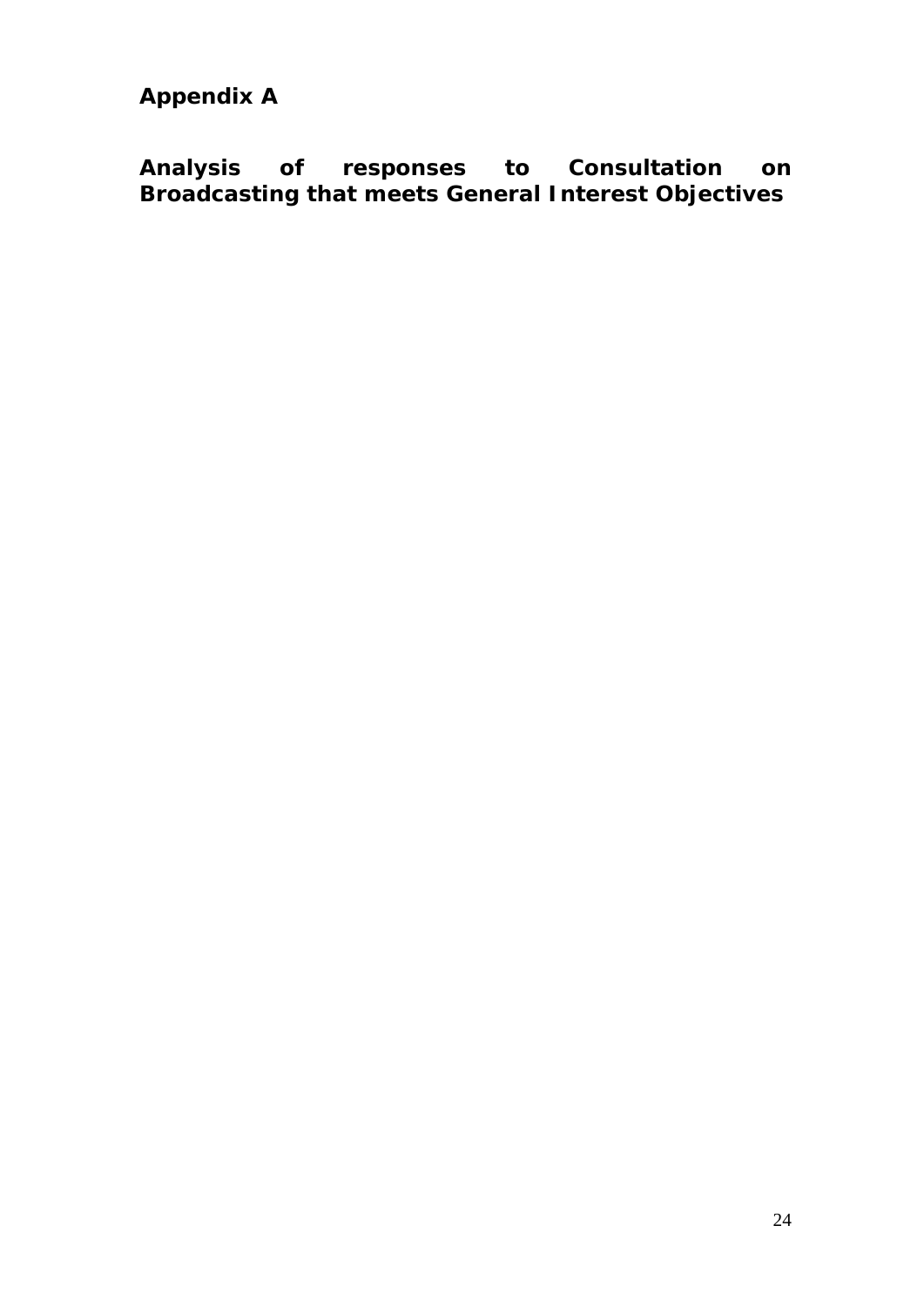# Appendix A

## Analysis of responses to Consultation on Broadcasting that meets General Interest Objectives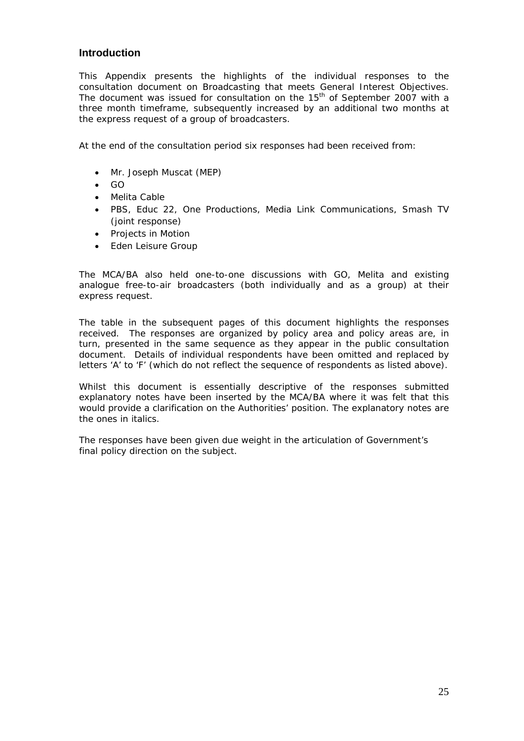## Introduction

This Appendix presents the highlights of the individual responses to the consultation document on Broadcasting that meets General Interest Objectives. The document was issued for consultation on the 15th of September 2007 with a three month timeframe, subsequently increased by an additional two months at the express request of a group of broadcasters.

At the end of the consultation period six responses had been received from:

- Mr. Joseph Muscat (MEP)
- GO
- Melita Cable
- PBS, Educ 22, One Productions, Media Link Communications, Smash TV (joint response)
- Projects in Motion
- Eden Leisure Group

The MCA/BA also held one-to-one discussions with GO, Melita and existing analogue free-to-air broadcasters (both individually and as a group) at their express request.

The table in the subsequent pages of this document highlights the responses received. The responses are organized by policy area and policy areas are, in turn, presented in the same sequence as they appear in the public consultation document. Details of individual respondents have been omitted and replaced by letters 'A' to 'F' (which do not reflect the sequence of respondents as listed above).

Whilst this document is essentially descriptive of the responses submitted explanatory notes have been inserted by the MCA/BA where it was felt that this would provide a clarification on the Authorities' position. The explanatory notes are the ones in italics.

The responses have been given due weight in the articulation of Government's final policy direction on the subject.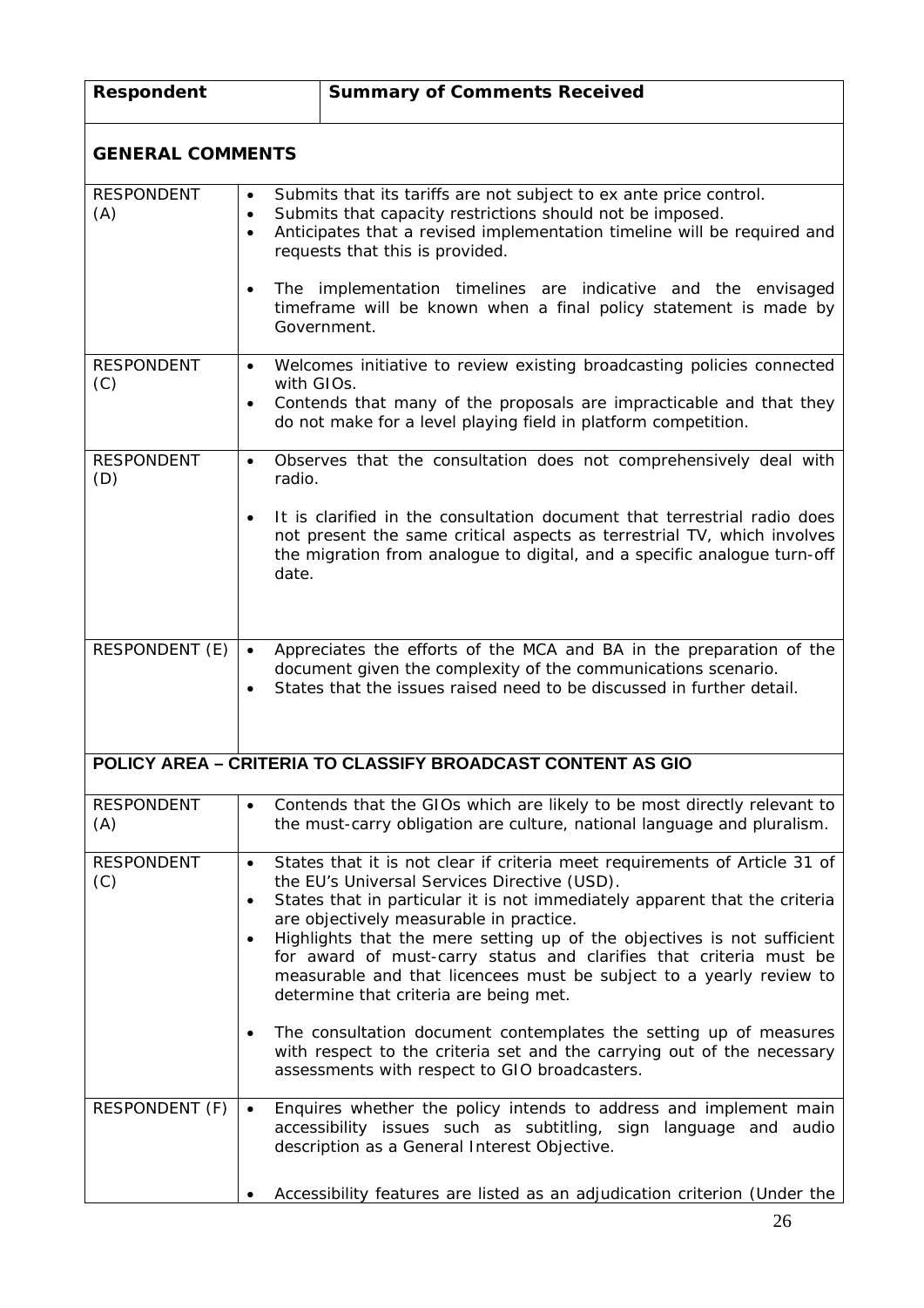| Respondent | Summary of Comments Received |
|---|---|
| **GENERAL COMMENTS** | |
| RESPONDENT (A) | • Submits that its tariffs are not subject to ex ante price control.<br>• Submits that capacity restrictions should not be imposed.<br>• Anticipates that a revised implementation timeline will be required and requests that this is provided.<br><br>• The implementation timelines are indicative and the envisaged timeframe will be known when a final policy statement is made by Government. |
| RESPONDENT (C) | • Welcomes initiative to review existing broadcasting policies connected with GIOs.<br>• Contends that many of the proposals are impracticable and that they do not make for a level playing field in platform competition. |
| RESPONDENT (D) | • Observes that the consultation does not comprehensively deal with radio.<br><br>• It is clarified in the consultation document that terrestrial radio does not present the same critical aspects as terrestrial TV, which involves the migration from analogue to digital, and a specific analogue turn-off date. |
| RESPONDENT (E) | • Appreciates the efforts of the MCA and BA in the preparation of the document given the complexity of the communications scenario.<br>• States that the issues raised need to be discussed in further detail. |
| **POLICY AREA – CRITERIA TO CLASSIFY BROADCAST CONTENT AS GIO** | |
| RESPONDENT (A) | • Contends that the GIOs which are likely to be most directly relevant to the must-carry obligation are culture, national language and pluralism. |
| RESPONDENT (C) | • States that it is not clear if criteria meet requirements of Article 31 of the EU's Universal Services Directive (USD).<br>• States that in particular it is not immediately apparent that the criteria are objectively measurable in practice.<br>• Highlights that the mere setting up of the objectives is not sufficient for award of must-carry status and clarifies that criteria must be measurable and that licencees must be subject to a yearly review to determine that criteria are being met.<br><br>• The consultation document contemplates the setting up of measures with respect to the criteria set and the carrying out of the necessary assessments with respect to GIO broadcasters. |
| RESPONDENT (F) | • Enquires whether the policy intends to address and implement main accessibility issues such as subtitling, sign language and audio description as a General Interest Objective.<br><br>• Accessibility features are listed as an adjudication criterion (Under the |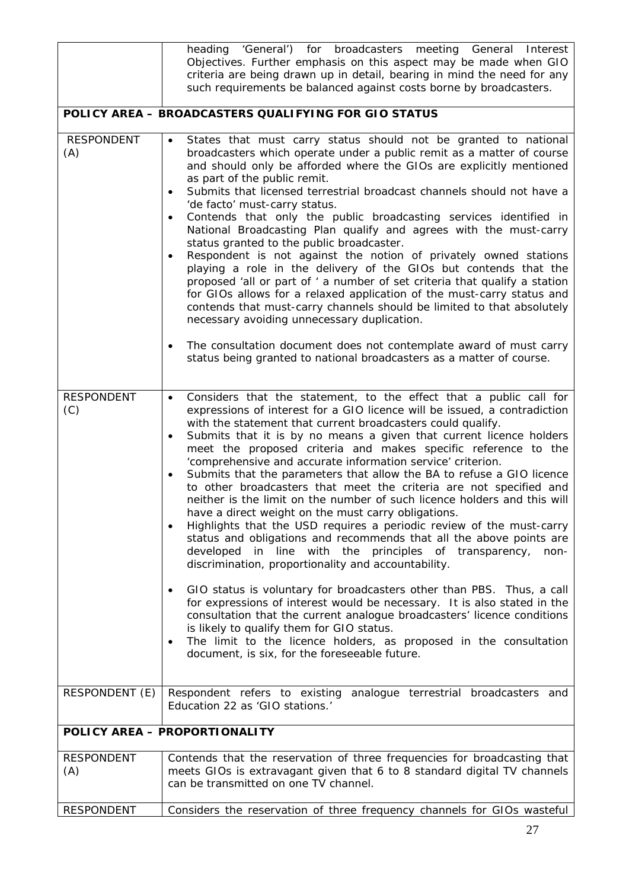| | |
|---|---|
| | heading 'General') for broadcasters meeting General Interest Objectives. Further emphasis on this aspect may be made when GIO criteria are being drawn up in detail, bearing in mind the need for any such requirements be balanced against costs borne by broadcasters. |
| **POLICY AREA – BROADCASTERS QUALIFYING FOR GIO STATUS** | |
| RESPONDENT (A) | • States that must carry status should not be granted to national broadcasters which operate under a public remit as a matter of course and should only be afforded where the GIOs are explicitly mentioned as part of the public remit.<br>• Submits that licensed terrestrial broadcast channels should not have a 'de facto' must-carry status.<br>• Contends that only the public broadcasting services identified in National Broadcasting Plan qualify and agrees with the must-carry status granted to the public broadcaster.<br>• Respondent is not against the notion of privately owned stations playing a role in the delivery of the GIOs but contends that the proposed 'all or part of ' a number of set criteria that qualify a station for GIOs allows for a relaxed application of the must-carry status and contends that must-carry channels should be limited to that absolutely necessary avoiding unnecessary duplication.<br>• The consultation document does not contemplate award of must carry status being granted to national broadcasters as a matter of course. |
| RESPONDENT (C) | • Considers that the statement, to the effect that a public call for expressions of interest for a GIO licence will be issued, a contradiction with the statement that current broadcasters could qualify.<br>• Submits that it is by no means a given that current licence holders meet the proposed criteria and makes specific reference to the 'comprehensive and accurate information service' criterion.<br>• Submits that the parameters that allow the BA to refuse a GIO licence to other broadcasters that meet the criteria are not specified and neither is the limit on the number of such licence holders and this will have a direct weight on the must carry obligations.<br>• Highlights that the USD requires a periodic review of the must-carry status and obligations and recommends that all the above points are developed in line with the principles of transparency, non-discrimination, proportionality and accountability.<br>• GIO status is voluntary for broadcasters other than PBS. Thus, a call for expressions of interest would be necessary. It is also stated in the consultation that the current analogue broadcasters' licence conditions is likely to qualify them for GIO status.<br>• The limit to the licence holders, as proposed in the consultation document, is six, for the foreseeable future. |
| RESPONDENT (E) | Respondent refers to existing analogue terrestrial broadcasters and Education 22 as 'GIO stations.' |
| **POLICY AREA – PROPORTIONALITY** | |
| RESPONDENT (A) | Contends that the reservation of three frequencies for broadcasting that meets GIOs is extravagant given that 6 to 8 standard digital TV channels can be transmitted on one TV channel. |
| RESPONDENT | Considers the reservation of three frequency channels for GIOs wasteful |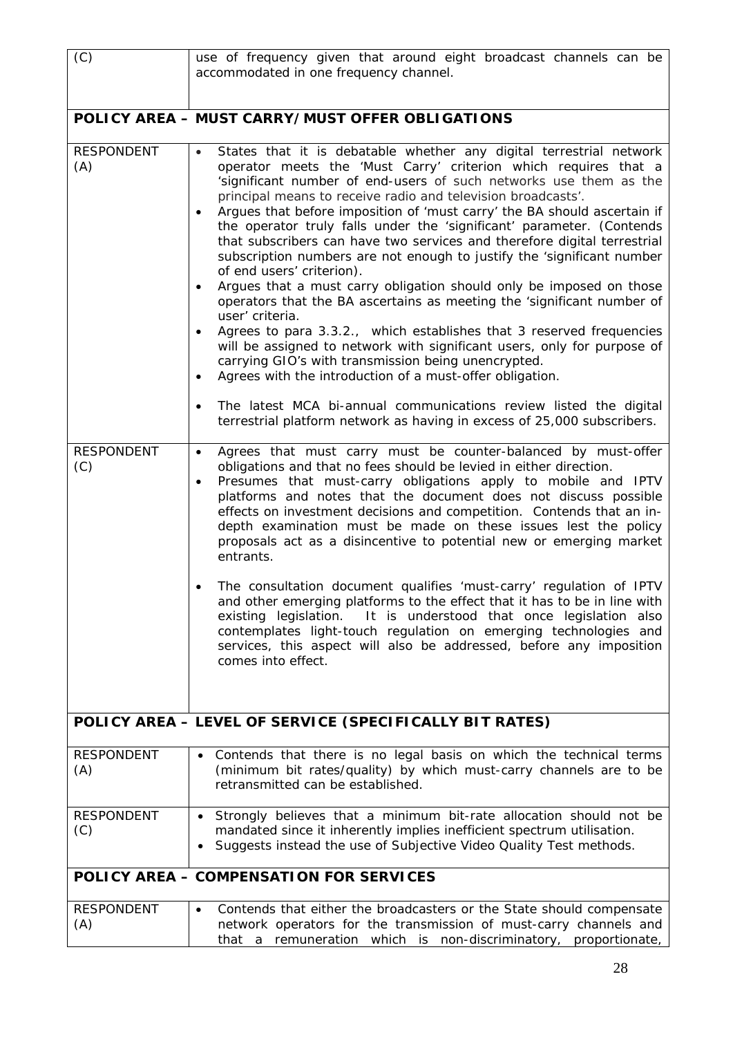| | |
|---|---|
| (C) | use of frequency given that around eight broadcast channels can be accommodated in one frequency channel. |
| | **POLICY AREA – MUST CARRY/MUST OFFER OBLIGATIONS** |
| RESPONDENT (A) | • States that it is debatable whether any digital terrestrial network operator meets the 'Must Carry' criterion which requires that a 'significant number of end-users of such networks use them as the principal means to receive radio and television broadcasts'.<br>• Argues that before imposition of 'must carry' the BA should ascertain if the operator truly falls under the 'significant' parameter. (Contends that subscribers can have two services and therefore digital terrestrial subscription numbers are not enough to justify the 'significant number of end users' criterion).<br>• Argues that a must carry obligation should only be imposed on those operators that the BA ascertains as meeting the 'significant number of user' criteria.<br>• Agrees to para 3.3.2., which establishes that 3 reserved frequencies will be assigned to network with significant users, only for purpose of carrying GIO's with transmission being unencrypted.<br>• Agrees with the introduction of a must-offer obligation.<br><br>• *The latest MCA bi-annual communications review listed the digital terrestrial platform network as having in excess of 25,000 subscribers.* |
| RESPONDENT (C) | • Agrees that must carry must be counter-balanced by must-offer obligations and that no fees should be levied in either direction.<br>• Presumes that must-carry obligations apply to mobile and IPTV platforms and notes that the document does not discuss possible effects on investment decisions and competition. Contends that an in-depth examination must be made on these issues lest the policy proposals act as a disincentive to potential new or emerging market entrants.<br><br>• *The consultation document qualifies 'must-carry' regulation of IPTV and other emerging platforms to the effect that it has to be in line with existing legislation. It is understood that once legislation also contemplates light-touch regulation on emerging technologies and services, this aspect will also be addressed, before any imposition comes into effect.* |
| | **POLICY AREA – LEVEL OF SERVICE (SPECIFICALLY BIT RATES)** |
| RESPONDENT (A) | • Contends that there is no legal basis on which the technical terms (minimum bit rates/quality) by which must-carry channels are to be retransmitted can be established. |
| RESPONDENT (C) | • Strongly believes that a minimum bit-rate allocation should not be mandated since it inherently implies inefficient spectrum utilisation.<br>• Suggests instead the use of Subjective Video Quality Test methods. |
| | **POLICY AREA – COMPENSATION FOR SERVICES** |
| RESPONDENT (A) | • Contends that either the broadcasters or the State should compensate network operators for the transmission of must-carry channels and that a remuneration which is non-discriminatory, proportionate, |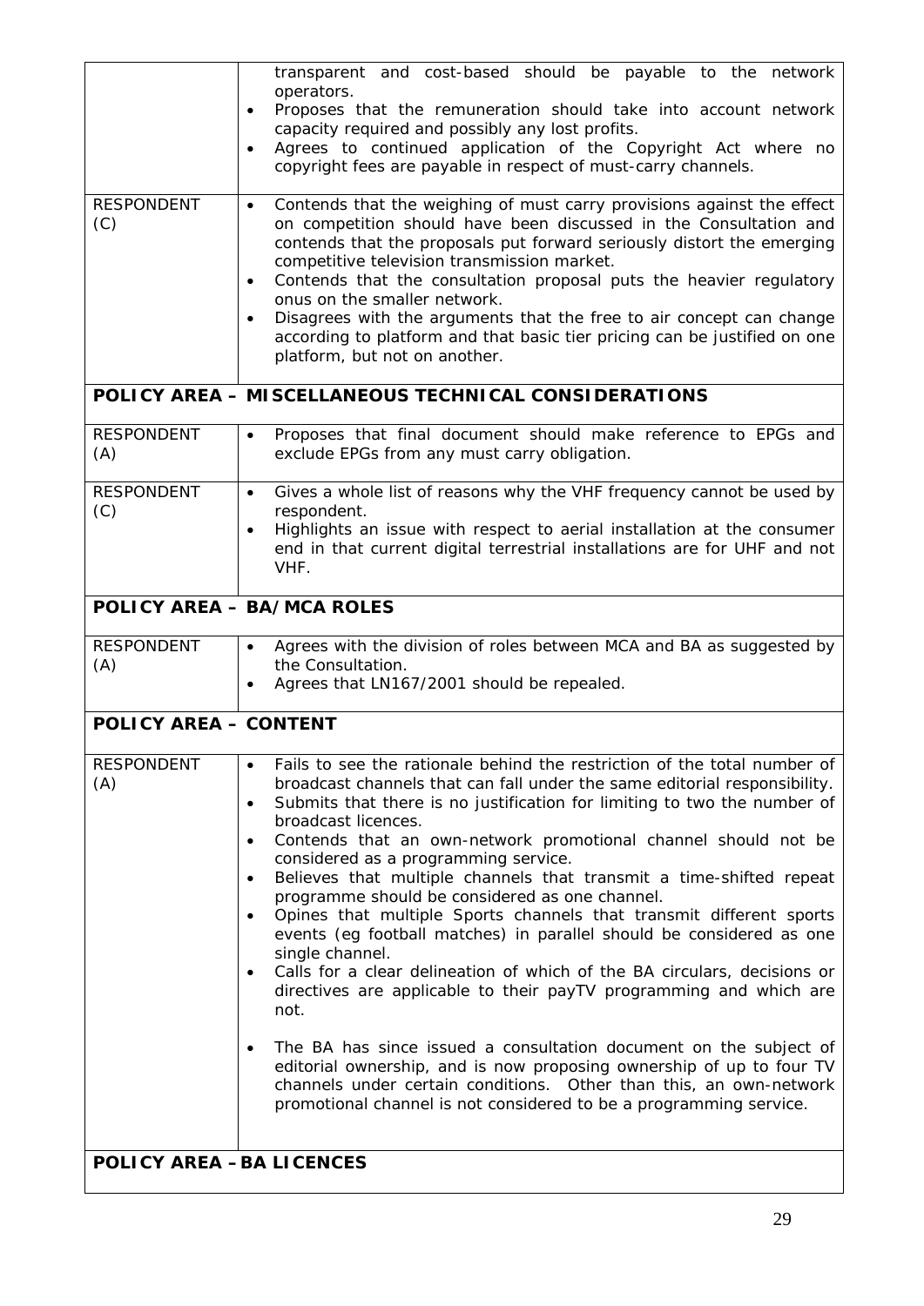| | |
|---|---|
| | • transparent and cost-based should be payable to the network operators.<br>• Proposes that the remuneration should take into account network capacity required and possibly any lost profits.<br>• Agrees to continued application of the Copyright Act where no copyright fees are payable in respect of must-carry channels. |
| RESPONDENT (C) | • Contends that the weighing of must carry provisions against the effect on competition should have been discussed in the Consultation and contends that the proposals put forward seriously distort the emerging competitive television transmission market.<br>• Contends that the consultation proposal puts the heavier regulatory onus on the smaller network.<br>• Disagrees with the arguments that the free to air concept can change according to platform and that basic tier pricing can be justified on one platform, but not on another. |
| **POLICY AREA – MISCELLANEOUS TECHNICAL CONSIDERATIONS** | |
| RESPONDENT (A) | • Proposes that final document should make reference to EPGs and exclude EPGs from any must carry obligation. |
| RESPONDENT (C) | • Gives a whole list of reasons why the VHF frequency cannot be used by respondent.<br>• Highlights an issue with respect to aerial installation at the consumer end in that current digital terrestrial installations are for UHF and not VHF. |
| **POLICY AREA – BA/MCA ROLES** | |
| RESPONDENT (A) | • Agrees with the division of roles between MCA and BA as suggested by the Consultation.<br>• Agrees that LN167/2001 should be repealed. |
| **POLICY AREA – CONTENT** | |
| RESPONDENT (A) | • Fails to see the rationale behind the restriction of the total number of broadcast channels that can fall under the same editorial responsibility.<br>• Submits that there is no justification for limiting to two the number of broadcast licences.<br>• Contends that an own-network promotional channel should not be considered as a programming service.<br>• Believes that multiple channels that transmit a time-shifted repeat programme should be considered as one channel.<br>• Opines that multiple Sports channels that transmit different sports events (eg football matches) in parallel should be considered as one single channel.<br>• Calls for a clear delineation of which of the BA circulars, decisions or directives are applicable to their payTV programming and which are not.<br><br>• The BA has since issued a consultation document on the subject of editorial ownership, and is now proposing ownership of up to four TV channels under certain conditions. Other than this, an own-network promotional channel is not considered to be a programming service. |
| **POLICY AREA – BA LICENCES** | |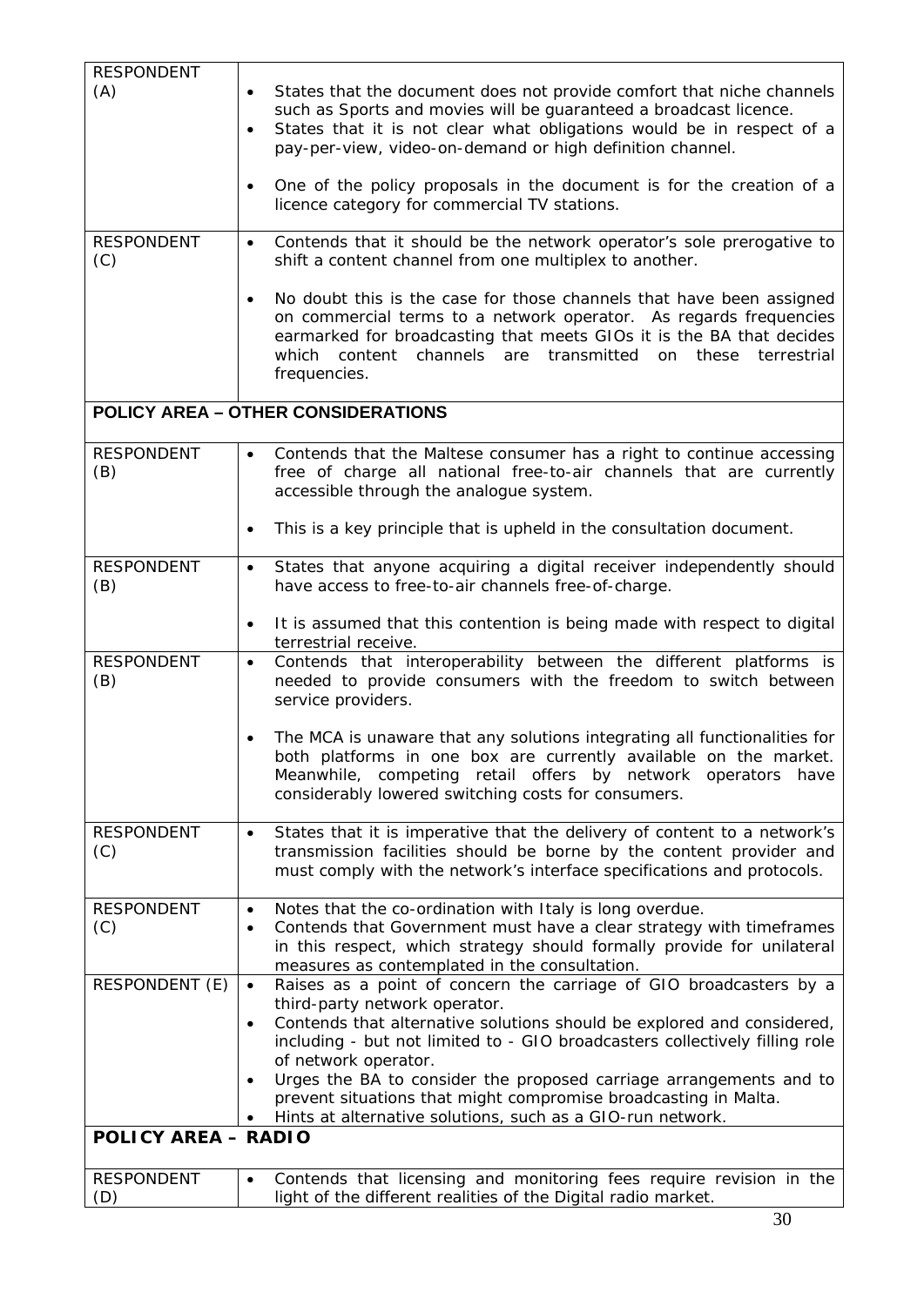| | |
|---|---|
| RESPONDENT (A) | • States that the document does not provide comfort that niche channels such as Sports and movies will be guaranteed a broadcast licence.<br>• States that it is not clear what obligations would be in respect of a pay-per-view, video-on-demand or high definition channel.<br><br>• One of the policy proposals in the document is for the creation of a licence category for commercial TV stations. |
| RESPONDENT (C) | • Contends that it should be the network operator's sole prerogative to shift a content channel from one multiplex to another.<br><br>• No doubt this is the case for those channels that have been assigned on commercial terms to a network operator. As regards frequencies earmarked for broadcasting that meets GIOs it is the BA that decides which content channels are transmitted on these terrestrial frequencies. |
| **POLICY AREA – OTHER CONSIDERATIONS** | |
| RESPONDENT (B) | • Contends that the Maltese consumer has a right to continue accessing free of charge all national free-to-air channels that are currently accessible through the analogue system.<br><br>• This is a key principle that is upheld in the consultation document. |
| RESPONDENT (B) | • States that anyone acquiring a digital receiver independently should have access to free-to-air channels free-of-charge.<br><br>• It is assumed that this contention is being made with respect to digital terrestrial receive. |
| RESPONDENT (B) | • Contends that interoperability between the different platforms is needed to provide consumers with the freedom to switch between service providers.<br><br>• The MCA is unaware that any solutions integrating all functionalities for both platforms in one box are currently available on the market. Meanwhile, competing retail offers by network operators have considerably lowered switching costs for consumers. |
| RESPONDENT (C) | • States that it is imperative that the delivery of content to a network's transmission facilities should be borne by the content provider and must comply with the network's interface specifications and protocols. |
| RESPONDENT (C) | • Notes that the co-ordination with Italy is long overdue.<br>• Contends that Government must have a clear strategy with timeframes in this respect, which strategy should formally provide for unilateral measures as contemplated in the consultation. |
| RESPONDENT (E) | • Raises as a point of concern the carriage of GIO broadcasters by a third-party network operator.<br>• Contends that alternative solutions should be explored and considered, including - but not limited to - GIO broadcasters collectively filling role of network operator.<br>• Urges the BA to consider the proposed carriage arrangements and to prevent situations that might compromise broadcasting in Malta.<br>• Hints at alternative solutions, such as a GIO-run network. |
| **POLICY AREA – RADIO** | |
| RESPONDENT (D) | • Contends that licensing and monitoring fees require revision in the light of the different realities of the Digital radio market. |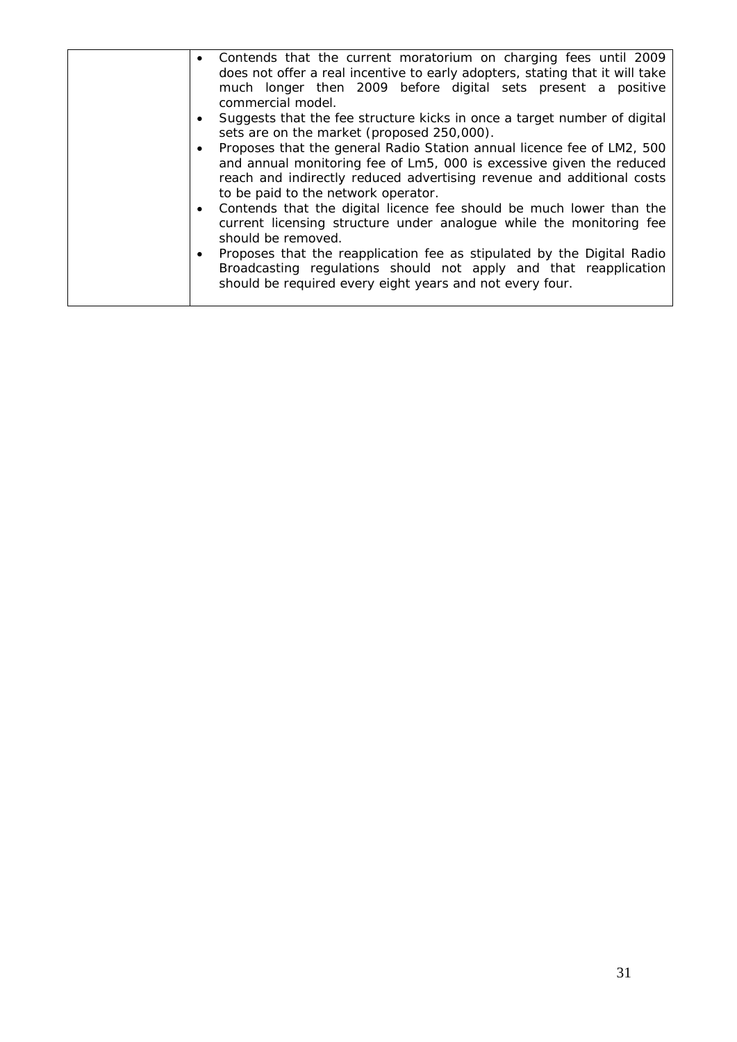| | |
|---|---|
| | • Contends that the current moratorium on charging fees until 2009 does not offer a real incentive to early adopters, stating that it will take much longer then 2009 before digital sets present a positive commercial model.<br>• Suggests that the fee structure kicks in once a target number of digital sets are on the market (proposed 250,000).<br>• Proposes that the general Radio Station annual licence fee of LM2, 500 and annual monitoring fee of Lm5, 000 is excessive given the reduced reach and indirectly reduced advertising revenue and additional costs to be paid to the network operator.<br>• Contends that the digital licence fee should be much lower than the current licensing structure under analogue while the monitoring fee should be removed.<br>• Proposes that the reapplication fee as stipulated by the Digital Radio Broadcasting regulations should not apply and that reapplication should be required every eight years and not every four. |